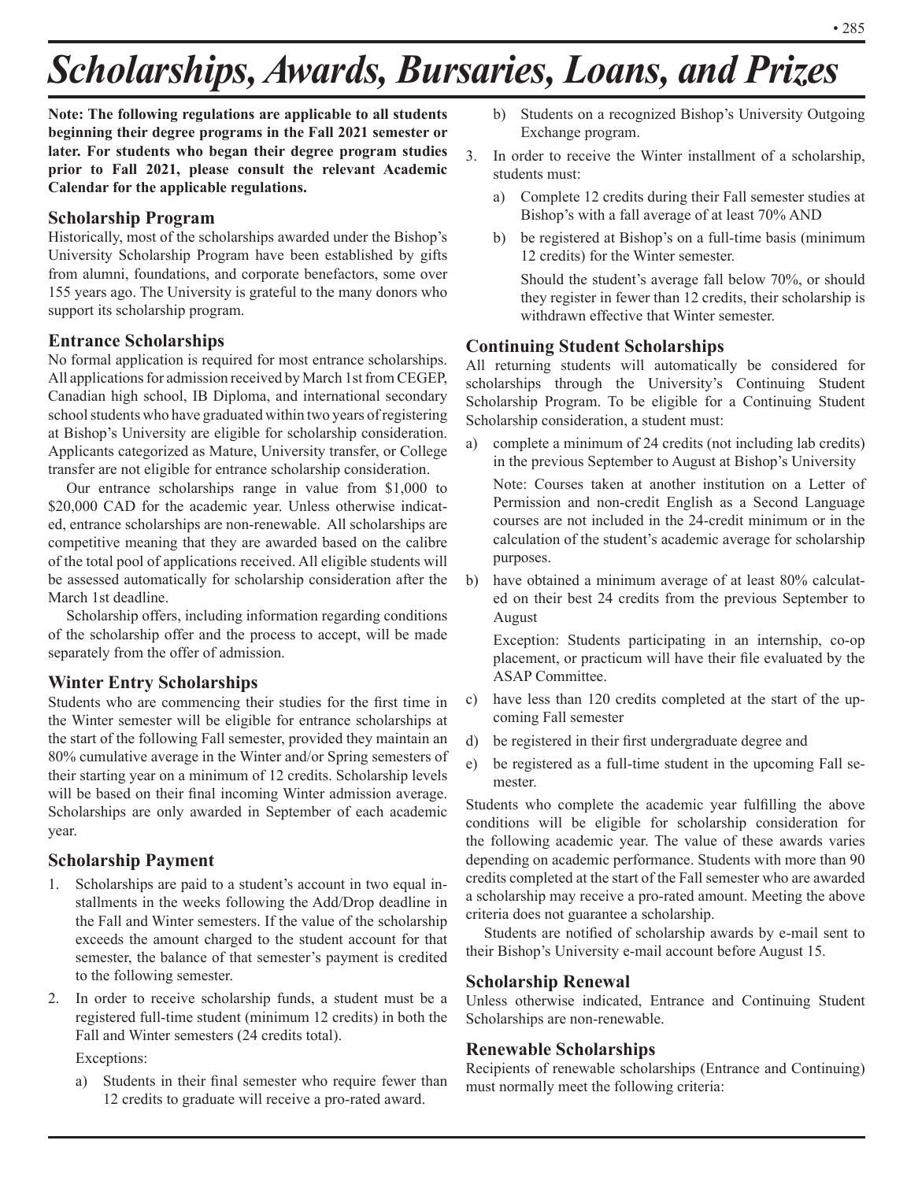# Scholarships, Awards, Bursaries, Loans, and Prizes

**Note: The following regulations are applicable to all students beginning their degree programs in the Fall 2021 semester or later. For students who began their degree program studies prior to Fall 2021, please consult the relevant Academic Calendar for the applicable regulations.**

## Scholarship Program

Historically, most of the scholarships awarded under the Bishop's University Scholarship Program have been established by gifts from alumni, foundations, and corporate benefactors, some over 155 years ago. The University is grateful to the many donors who support its scholarship program.

## Entrance Scholarships

No formal application is required for most entrance scholarships. All applications for admission received by March 1st from CEGEP, Canadian high school, IB Diploma, and international secondary school students who have graduated within two years of registering at Bishop's University are eligible for scholarship consideration. Applicants categorized as Mature, University transfer, or College transfer are not eligible for entrance scholarship consideration.

Our entrance scholarships range in value from $1,000 to $20,000 CAD for the academic year. Unless otherwise indicated, entrance scholarships are non-renewable. All scholarships are competitive meaning that they are awarded based on the calibre of the total pool of applications received. All eligible students will be assessed automatically for scholarship consideration after the March 1st deadline.

Scholarship offers, including information regarding conditions of the scholarship offer and the process to accept, will be made separately from the offer of admission.

## Winter Entry Scholarships

Students who are commencing their studies for the first time in the Winter semester will be eligible for entrance scholarships at the start of the following Fall semester, provided they maintain an 80% cumulative average in the Winter and/or Spring semesters of their starting year on a minimum of 12 credits. Scholarship levels will be based on their final incoming Winter admission average. Scholarships are only awarded in September of each academic year.

## Scholarship Payment

1. Scholarships are paid to a student's account in two equal installments in the weeks following the Add/Drop deadline in the Fall and Winter semesters. If the value of the scholarship exceeds the amount charged to the student account for that semester, the balance of that semester's payment is credited to the following semester.
2. In order to receive scholarship funds, a student must be a registered full-time student (minimum 12 credits) in both the Fall and Winter semesters (24 credits total).

   Exceptions:

   a) Students in their final semester who require fewer than 12 credits to graduate will receive a pro-rated award.

   b) Students on a recognized Bishop's University Outgoing Exchange program.
3. In order to receive the Winter installment of a scholarship, students must:

   a) Complete 12 credits during their Fall semester studies at Bishop's with a fall average of at least 70% AND

   b) be registered at Bishop's on a full-time basis (minimum 12 credits) for the Winter semester.

   Should the student's average fall below 70%, or should they register in fewer than 12 credits, their scholarship is withdrawn effective that Winter semester.

## Continuing Student Scholarships

All returning students will automatically be considered for scholarships through the University's Continuing Student Scholarship Program. To be eligible for a Continuing Student Scholarship consideration, a student must:

a) complete a minimum of 24 credits (not including lab credits) in the previous September to August at Bishop's University

   Note: Courses taken at another institution on a Letter of Permission and non-credit English as a Second Language courses are not included in the 24-credit minimum or in the calculation of the student's academic average for scholarship purposes.

b) have obtained a minimum average of at least 80% calculated on their best 24 credits from the previous September to August

   Exception: Students participating in an internship, co-op placement, or practicum will have their file evaluated by the ASAP Committee.

c) have less than 120 credits completed at the start of the upcoming Fall semester

d) be registered in their first undergraduate degree and

e) be registered as a full-time student in the upcoming Fall semester.

Students who complete the academic year fulfilling the above conditions will be eligible for scholarship consideration for the following academic year. The value of these awards varies depending on academic performance. Students with more than 90 credits completed at the start of the Fall semester who are awarded a scholarship may receive a pro-rated amount. Meeting the above criteria does not guarantee a scholarship.

Students are notified of scholarship awards by e-mail sent to their Bishop's University e-mail account before August 15.

## Scholarship Renewal

Unless otherwise indicated, Entrance and Continuing Student Scholarships are non-renewable.

## Renewable Scholarships

Recipients of renewable scholarships (Entrance and Continuing) must normally meet the following criteria: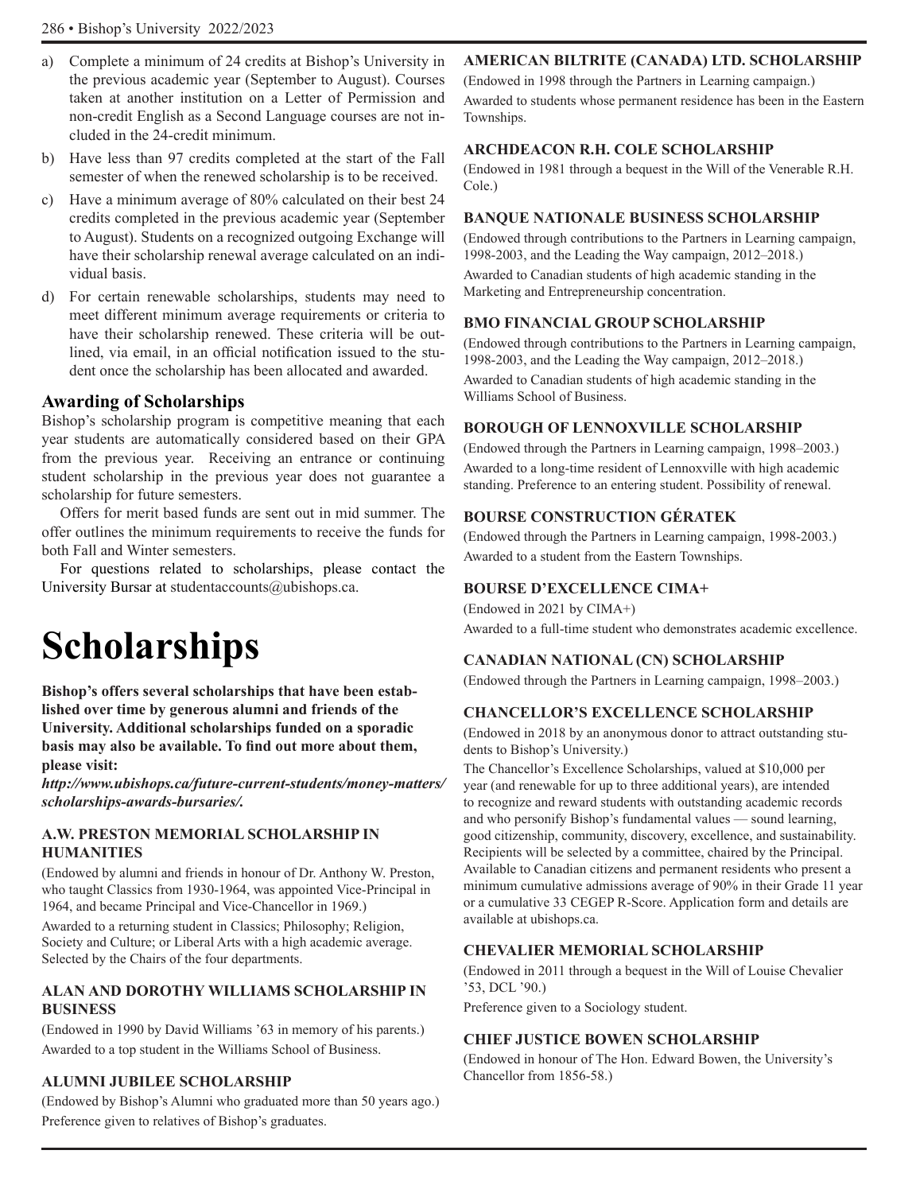a) Complete a minimum of 24 credits at Bishop's University in the previous academic year (September to August). Courses taken at another institution on a Letter of Permission and non-credit English as a Second Language courses are not included in the 24-credit minimum.
b) Have less than 97 credits completed at the start of the Fall semester of when the renewed scholarship is to be received.
c) Have a minimum average of 80% calculated on their best 24 credits completed in the previous academic year (September to August). Students on a recognized outgoing Exchange will have their scholarship renewal average calculated on an individual basis.
d) For certain renewable scholarships, students may need to meet different minimum average requirements or criteria to have their scholarship renewed. These criteria will be outlined, via email, in an official notification issued to the student once the scholarship has been allocated and awarded.

## Awarding of Scholarships

Bishop's scholarship program is competitive meaning that each year students are automatically considered based on their GPA from the previous year. Receiving an entrance or continuing student scholarship in the previous year does not guarantee a scholarship for future semesters.

Offers for merit based funds are sent out in mid summer. The offer outlines the minimum requirements to receive the funds for both Fall and Winter semesters.

For questions related to scholarships, please contact the University Bursar at studentaccounts@ubishops.ca.

# Scholarships

**Bishop's offers several scholarships that have been established over time by generous alumni and friends of the University. Additional scholarships funded on a sporadic basis may also be available. To find out more about them, please visit:**

***http://www.ubishops.ca/future-current-students/money-matters/scholarships-awards-bursaries/.***

### A.W. PRESTON MEMORIAL SCHOLARSHIP IN HUMANITIES

(Endowed by alumni and friends in honour of Dr. Anthony W. Preston, who taught Classics from 1930-1964, was appointed Vice-Principal in 1964, and became Principal and Vice-Chancellor in 1969.)

Awarded to a returning student in Classics; Philosophy; Religion, Society and Culture; or Liberal Arts with a high academic average. Selected by the Chairs of the four departments.

### ALAN AND DOROTHY WILLIAMS SCHOLARSHIP IN BUSINESS

(Endowed in 1990 by David Williams '63 in memory of his parents.)

Awarded to a top student in the Williams School of Business.

### ALUMNI JUBILEE SCHOLARSHIP

(Endowed by Bishop's Alumni who graduated more than 50 years ago.)

Preference given to relatives of Bishop's graduates.

### AMERICAN BILTRITE (CANADA) LTD. SCHOLARSHIP

(Endowed in 1998 through the Partners in Learning campaign.)

Awarded to students whose permanent residence has been in the Eastern Townships.

### ARCHDEACON R.H. COLE SCHOLARSHIP

(Endowed in 1981 through a bequest in the Will of the Venerable R.H. Cole.)

### BANQUE NATIONALE BUSINESS SCHOLARSHIP

(Endowed through contributions to the Partners in Learning campaign, 1998-2003, and the Leading the Way campaign, 2012–2018.)

Awarded to Canadian students of high academic standing in the Marketing and Entrepreneurship concentration.

### BMO FINANCIAL GROUP SCHOLARSHIP

(Endowed through contributions to the Partners in Learning campaign, 1998-2003, and the Leading the Way campaign, 2012–2018.)

Awarded to Canadian students of high academic standing in the Williams School of Business.

### BOROUGH OF LENNOXVILLE SCHOLARSHIP

(Endowed through the Partners in Learning campaign, 1998–2003.)

Awarded to a long-time resident of Lennoxville with high academic standing. Preference to an entering student. Possibility of renewal.

### BOURSE CONSTRUCTION GÉRATEK

(Endowed through the Partners in Learning campaign, 1998-2003.)

Awarded to a student from the Eastern Townships.

### BOURSE D'EXCELLENCE CIMA+

(Endowed in 2021 by CIMA+)

Awarded to a full-time student who demonstrates academic excellence.

### CANADIAN NATIONAL (CN) SCHOLARSHIP

(Endowed through the Partners in Learning campaign, 1998–2003.)

### CHANCELLOR'S EXCELLENCE SCHOLARSHIP

(Endowed in 2018 by an anonymous donor to attract outstanding students to Bishop's University.)

The Chancellor's Excellence Scholarships, valued at $10,000 per year (and renewable for up to three additional years), are intended to recognize and reward students with outstanding academic records and who personify Bishop's fundamental values — sound learning, good citizenship, community, discovery, excellence, and sustainability. Recipients will be selected by a committee, chaired by the Principal. Available to Canadian citizens and permanent residents who present a minimum cumulative admissions average of 90% in their Grade 11 year or a cumulative 33 CEGEP R-Score. Application form and details are available at ubishops.ca.

### CHEVALIER MEMORIAL SCHOLARSHIP

(Endowed in 2011 through a bequest in the Will of Louise Chevalier '53, DCL '90.)

Preference given to a Sociology student.

### CHIEF JUSTICE BOWEN SCHOLARSHIP

(Endowed in honour of The Hon. Edward Bowen, the University's Chancellor from 1856-58.)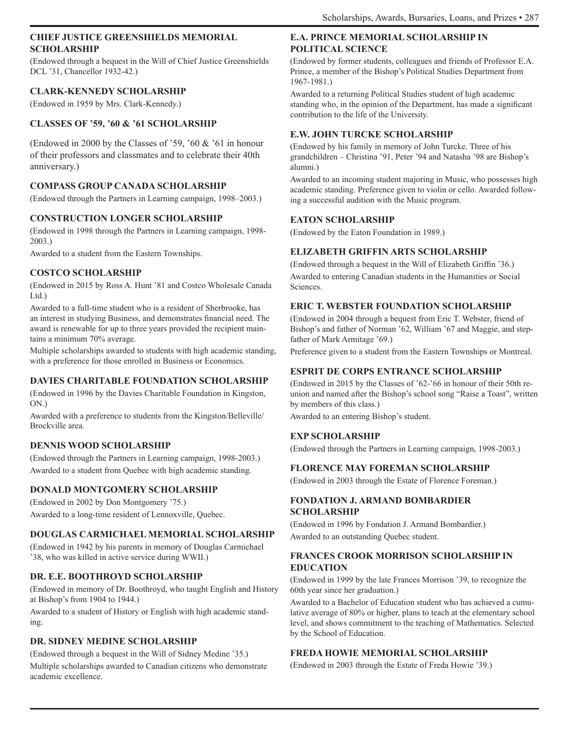### CHIEF JUSTICE GREENSHIELDS MEMORIAL SCHOLARSHIP

(Endowed through a bequest in the Will of Chief Justice Greenshields DCL '31, Chancellor 1932-42.)

### CLARK-KENNEDY SCHOLARSHIP

(Endowed in 1959 by Mrs. Clark-Kennedy.)

### CLASSES OF '59, '60 & '61 SCHOLARSHIP

(Endowed in 2000 by the Classes of '59, '60 & '61 in honour of their professors and classmates and to celebrate their 40th anniversary.)

### COMPASS GROUP CANADA SCHOLARSHIP

(Endowed through the Partners in Learning campaign, 1998–2003.)

### CONSTRUCTION LONGER SCHOLARSHIP

(Endowed in 1998 through the Partners in Learning campaign, 1998-2003.)

Awarded to a student from the Eastern Townships.

### COSTCO SCHOLARSHIP

(Endowed in 2015 by Ross A. Hunt '81 and Costco Wholesale Canada Ltd.)

Awarded to a full-time student who is a resident of Sherbrooke, has an interest in studying Business, and demonstrates financial need. The award is renewable for up to three years provided the recipient maintains a minimum 70% average.

Multiple scholarships awarded to students with high academic standing, with a preference for those enrolled in Business or Economics.

### DAVIES CHARITABLE FOUNDATION SCHOLARSHIP

(Endowed in 1996 by the Davies Charitable Foundation in Kingston, ON.)

Awarded with a preference to students from the Kingston/Belleville/Brockville area.

### DENNIS WOOD SCHOLARSHIP

(Endowed through the Partners in Learning campaign, 1998-2003.)

Awarded to a student from Quebec with high academic standing.

### DONALD MONTGOMERY SCHOLARSHIP

(Endowed in 2002 by Don Montgomery '75.)

Awarded to a long-time resident of Lennoxville, Quebec.

### DOUGLAS CARMICHAEL MEMORIAL SCHOLARSHIP

(Endowed in 1942 by his parents in memory of Douglas Carmichael '38, who was killed in active service during WWII.)

### DR. E.E. BOOTHROYD SCHOLARSHIP

(Endowed in memory of Dr. Boothroyd, who taught English and History at Bishop's from 1904 to 1944.)

Awarded to a student of History or English with high academic standing.

### DR. SIDNEY MEDINE SCHOLARSHIP

(Endowed through a bequest in the Will of Sidney Medine '35.)

Multiple scholarships awarded to Canadian citizens who demonstrate academic excellence.

### E.A. PRINCE MEMORIAL SCHOLARSHIP IN POLITICAL SCIENCE

(Endowed by former students, colleagues and friends of Professor E.A. Prince, a member of the Bishop's Political Studies Department from 1967-1981.)

Awarded to a returning Political Studies student of high academic standing who, in the opinion of the Department, has made a significant contribution to the life of the University.

### E.W. JOHN TURCKE SCHOLARSHIP

(Endowed by his family in memory of John Turcke. Three of his grandchildren – Christina '91, Peter '94 and Natasha '98 are Bishop's alumni.)

Awarded to an incoming student majoring in Music, who possesses high academic standing. Preference given to violin or cello. Awarded following a successful audition with the Music program.

### EATON SCHOLARSHIP

(Endowed by the Eaton Foundation in 1989.)

### ELIZABETH GRIFFIN ARTS SCHOLARSHIP

(Endowed through a bequest in the Will of Elizabeth Griffin '36.)

Awarded to entering Canadian students in the Humanities or Social Sciences.

### ERIC T. WEBSTER FOUNDATION SCHOLARSHIP

(Endowed in 2004 through a bequest from Eric T. Webster, friend of Bishop's and father of Norman '62, William '67 and Maggie, and stepfather of Mark Armitage '69.)

Preference given to a student from the Eastern Townships or Montreal.

### ESPRIT DE CORPS ENTRANCE SCHOLARSHIP

(Endowed in 2015 by the Classes of '62-'66 in honour of their 50th reunion and named after the Bishop's school song "Raise a Toast", written by members of this class.)

Awarded to an entering Bishop's student.

### EXP SCHOLARSHIP

(Endowed through the Partners in Learning campaign, 1998-2003.)

### FLORENCE MAY FOREMAN SCHOLARSHIP

(Endowed in 2003 through the Estate of Florence Foreman.)

### FONDATION J. ARMAND BOMBARDIER SCHOLARSHIP

(Endowed in 1996 by Fondation J. Armand Bombardier.)

Awarded to an outstanding Quebec student.

### FRANCES CROOK MORRISON SCHOLARSHIP IN EDUCATION

(Endowed in 1999 by the late Frances Morrison '39, to recognize the 60th year since her graduation.)

Awarded to a Bachelor of Education student who has achieved a cumulative average of 80% or higher, plans to teach at the elementary school level, and shows commitment to the teaching of Mathematics. Selected by the School of Education.

### FREDA HOWIE MEMORIAL SCHOLARSHIP

(Endowed in 2003 through the Estate of Freda Howie '39.)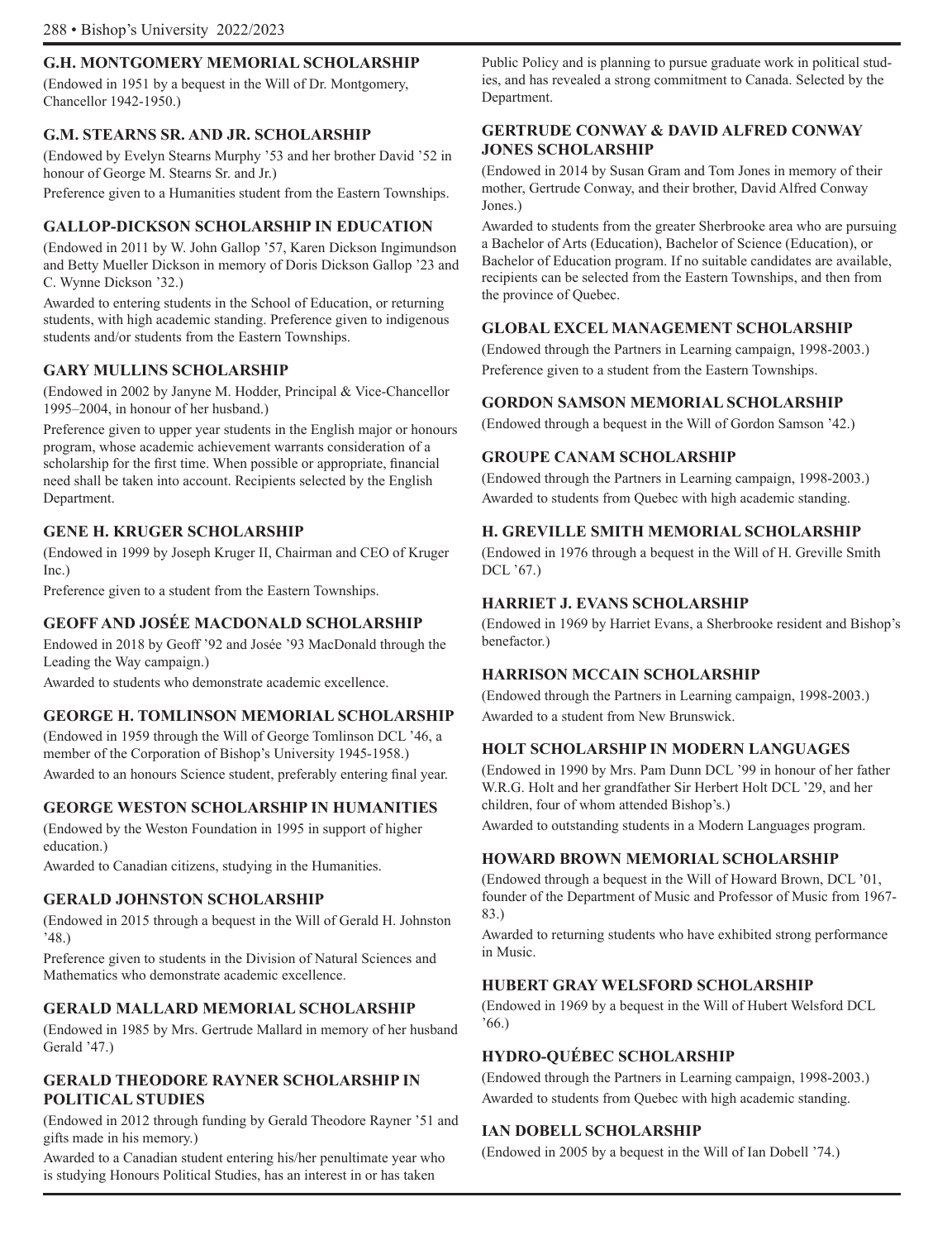### G.H. MONTGOMERY MEMORIAL SCHOLARSHIP

(Endowed in 1951 by a bequest in the Will of Dr. Montgomery, Chancellor 1942-1950.)

### G.M. STEARNS SR. AND JR. SCHOLARSHIP

(Endowed by Evelyn Stearns Murphy '53 and her brother David '52 in honour of George M. Stearns Sr. and Jr.)

Preference given to a Humanities student from the Eastern Townships.

### GALLOP-DICKSON SCHOLARSHIP IN EDUCATION

(Endowed in 2011 by W. John Gallop '57, Karen Dickson Ingimundson and Betty Mueller Dickson in memory of Doris Dickson Gallop '23 and C. Wynne Dickson '32.)

Awarded to entering students in the School of Education, or returning students, with high academic standing. Preference given to indigenous students and/or students from the Eastern Townships.

### GARY MULLINS SCHOLARSHIP

(Endowed in 2002 by Janyne M. Hodder, Principal & Vice-Chancellor 1995–2004, in honour of her husband.)

Preference given to upper year students in the English major or honours program, whose academic achievement warrants consideration of a scholarship for the first time. When possible or appropriate, financial need shall be taken into account. Recipients selected by the English Department.

### GENE H. KRUGER SCHOLARSHIP

(Endowed in 1999 by Joseph Kruger II, Chairman and CEO of Kruger Inc.)

Preference given to a student from the Eastern Townships.

### GEOFF AND JOSÉE MACDONALD SCHOLARSHIP

Endowed in 2018 by Geoff '92 and Josée '93 MacDonald through the Leading the Way campaign.)

Awarded to students who demonstrate academic excellence.

### GEORGE H. TOMLINSON MEMORIAL SCHOLARSHIP

(Endowed in 1959 through the Will of George Tomlinson DCL '46, a member of the Corporation of Bishop's University 1945-1958.)

Awarded to an honours Science student, preferably entering final year.

### GEORGE WESTON SCHOLARSHIP IN HUMANITIES

(Endowed by the Weston Foundation in 1995 in support of higher education.)

Awarded to Canadian citizens, studying in the Humanities.

### GERALD JOHNSTON SCHOLARSHIP

(Endowed in 2015 through a bequest in the Will of Gerald H. Johnston '48.)

Preference given to students in the Division of Natural Sciences and Mathematics who demonstrate academic excellence.

### GERALD MALLARD MEMORIAL SCHOLARSHIP

(Endowed in 1985 by Mrs. Gertrude Mallard in memory of her husband Gerald '47.)

### GERALD THEODORE RAYNER SCHOLARSHIP IN POLITICAL STUDIES

(Endowed in 2012 through funding by Gerald Theodore Rayner '51 and gifts made in his memory.)

Awarded to a Canadian student entering his/her penultimate year who is studying Honours Political Studies, has an interest in or has taken Public Policy and is planning to pursue graduate work in political studies, and has revealed a strong commitment to Canada. Selected by the Department.

### GERTRUDE CONWAY & DAVID ALFRED CONWAY JONES SCHOLARSHIP

(Endowed in 2014 by Susan Gram and Tom Jones in memory of their mother, Gertrude Conway, and their brother, David Alfred Conway Jones.)

Awarded to students from the greater Sherbrooke area who are pursuing a Bachelor of Arts (Education), Bachelor of Science (Education), or Bachelor of Education program. If no suitable candidates are available, recipients can be selected from the Eastern Townships, and then from the province of Quebec.

### GLOBAL EXCEL MANAGEMENT SCHOLARSHIP

(Endowed through the Partners in Learning campaign, 1998-2003.)

Preference given to a student from the Eastern Townships.

### GORDON SAMSON MEMORIAL SCHOLARSHIP

(Endowed through a bequest in the Will of Gordon Samson '42.)

### GROUPE CANAM SCHOLARSHIP

(Endowed through the Partners in Learning campaign, 1998-2003.)

Awarded to students from Quebec with high academic standing.

### H. GREVILLE SMITH MEMORIAL SCHOLARSHIP

(Endowed in 1976 through a bequest in the Will of H. Greville Smith DCL '67.)

### HARRIET J. EVANS SCHOLARSHIP

(Endowed in 1969 by Harriet Evans, a Sherbrooke resident and Bishop's benefactor.)

### HARRISON MCCAIN SCHOLARSHIP

(Endowed through the Partners in Learning campaign, 1998-2003.)

Awarded to a student from New Brunswick.

### HOLT SCHOLARSHIP IN MODERN LANGUAGES

(Endowed in 1990 by Mrs. Pam Dunn DCL '99 in honour of her father W.R.G. Holt and her grandfather Sir Herbert Holt DCL '29, and her children, four of whom attended Bishop's.)

Awarded to outstanding students in a Modern Languages program.

### HOWARD BROWN MEMORIAL SCHOLARSHIP

(Endowed through a bequest in the Will of Howard Brown, DCL '01, founder of the Department of Music and Professor of Music from 1967-83.)

Awarded to returning students who have exhibited strong performance in Music.

### HUBERT GRAY WELSFORD SCHOLARSHIP

(Endowed in 1969 by a bequest in the Will of Hubert Welsford DCL '66.)

### HYDRO-QUÉBEC SCHOLARSHIP

(Endowed through the Partners in Learning campaign, 1998-2003.)

Awarded to students from Quebec with high academic standing.

### IAN DOBELL SCHOLARSHIP

(Endowed in 2005 by a bequest in the Will of Ian Dobell '74.)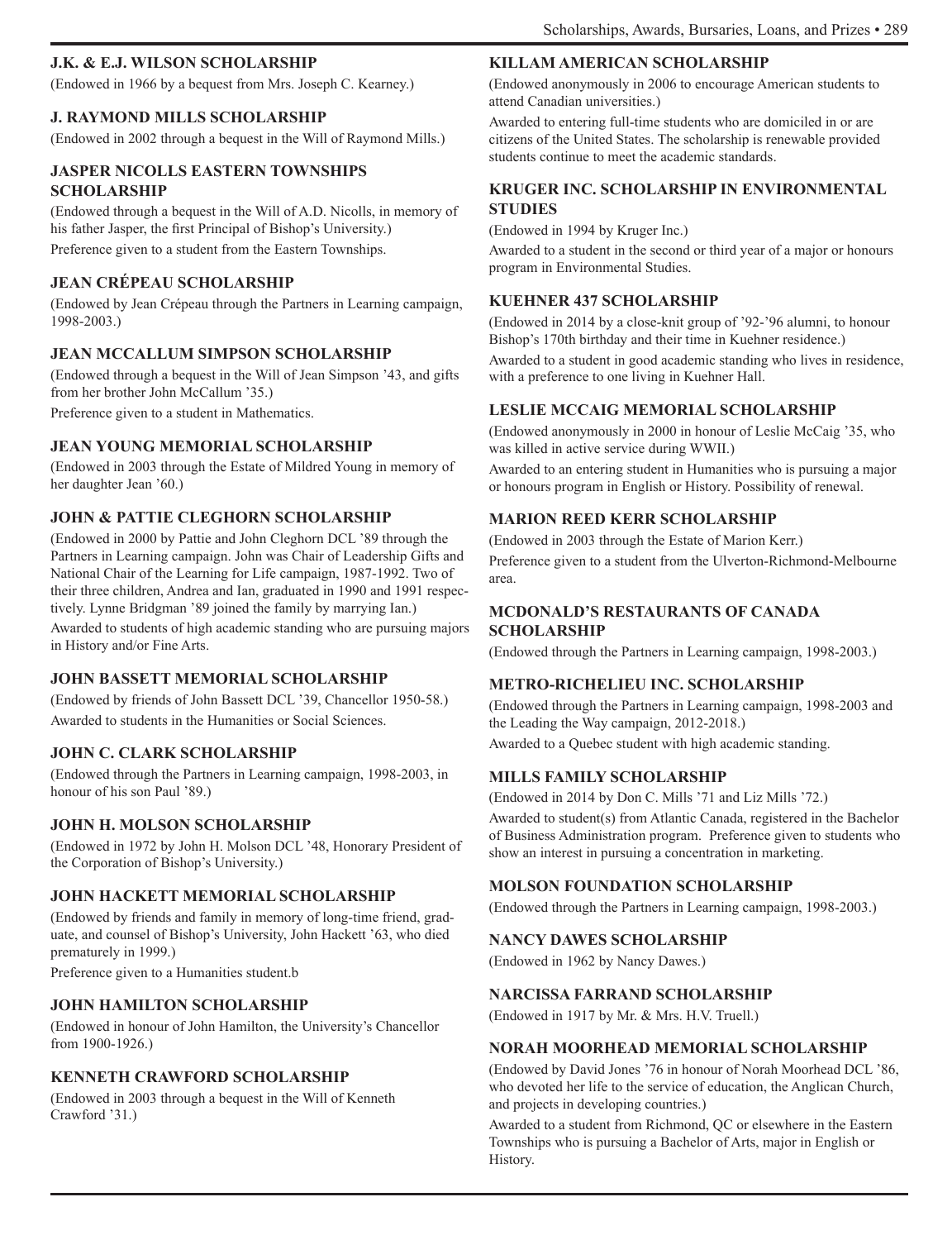### J.K. & E.J. WILSON SCHOLARSHIP

(Endowed in 1966 by a bequest from Mrs. Joseph C. Kearney.)

### J. RAYMOND MILLS SCHOLARSHIP

(Endowed in 2002 through a bequest in the Will of Raymond Mills.)

### JASPER NICOLLS EASTERN TOWNSHIPS SCHOLARSHIP

(Endowed through a bequest in the Will of A.D. Nicolls, in memory of his father Jasper, the first Principal of Bishop's University.)

Preference given to a student from the Eastern Townships.

### JEAN CRÉPEAU SCHOLARSHIP

(Endowed by Jean Crépeau through the Partners in Learning campaign, 1998-2003.)

### JEAN MCCALLUM SIMPSON SCHOLARSHIP

(Endowed through a bequest in the Will of Jean Simpson '43, and gifts from her brother John McCallum '35.)

Preference given to a student in Mathematics.

### JEAN YOUNG MEMORIAL SCHOLARSHIP

(Endowed in 2003 through the Estate of Mildred Young in memory of her daughter Jean '60.)

### JOHN & PATTIE CLEGHORN SCHOLARSHIP

(Endowed in 2000 by Pattie and John Cleghorn DCL '89 through the Partners in Learning campaign. John was Chair of Leadership Gifts and National Chair of the Learning for Life campaign, 1987-1992. Two of their three children, Andrea and Ian, graduated in 1990 and 1991 respectively. Lynne Bridgman '89 joined the family by marrying Ian.)

Awarded to students of high academic standing who are pursuing majors in History and/or Fine Arts.

### JOHN BASSETT MEMORIAL SCHOLARSHIP

(Endowed by friends of John Bassett DCL '39, Chancellor 1950-58.)

Awarded to students in the Humanities or Social Sciences.

### JOHN C. CLARK SCHOLARSHIP

(Endowed through the Partners in Learning campaign, 1998-2003, in honour of his son Paul '89.)

### JOHN H. MOLSON SCHOLARSHIP

(Endowed in 1972 by John H. Molson DCL '48, Honorary President of the Corporation of Bishop's University.)

### JOHN HACKETT MEMORIAL SCHOLARSHIP

(Endowed by friends and family in memory of long-time friend, graduate, and counsel of Bishop's University, John Hackett '63, who died prematurely in 1999.)

Preference given to a Humanities student.b

### JOHN HAMILTON SCHOLARSHIP

(Endowed in honour of John Hamilton, the University's Chancellor from 1900-1926.)

### KENNETH CRAWFORD SCHOLARSHIP

(Endowed in 2003 through a bequest in the Will of Kenneth Crawford '31.)

### KILLAM AMERICAN SCHOLARSHIP

(Endowed anonymously in 2006 to encourage American students to attend Canadian universities.)

Awarded to entering full-time students who are domiciled in or are citizens of the United States. The scholarship is renewable provided students continue to meet the academic standards.

### KRUGER INC. SCHOLARSHIP IN ENVIRONMENTAL STUDIES

(Endowed in 1994 by Kruger Inc.)

Awarded to a student in the second or third year of a major or honours program in Environmental Studies.

### KUEHNER 437 SCHOLARSHIP

(Endowed in 2014 by a close-knit group of '92-'96 alumni, to honour Bishop's 170th birthday and their time in Kuehner residence.)

Awarded to a student in good academic standing who lives in residence, with a preference to one living in Kuehner Hall.

### LESLIE MCCAIG MEMORIAL SCHOLARSHIP

(Endowed anonymously in 2000 in honour of Leslie McCaig '35, who was killed in active service during WWII.)

Awarded to an entering student in Humanities who is pursuing a major or honours program in English or History. Possibility of renewal.

### MARION REED KERR SCHOLARSHIP

(Endowed in 2003 through the Estate of Marion Kerr.)

Preference given to a student from the Ulverton-Richmond-Melbourne area.

### MCDONALD'S RESTAURANTS OF CANADA SCHOLARSHIP

(Endowed through the Partners in Learning campaign, 1998-2003.)

### METRO-RICHELIEU INC. SCHOLARSHIP

(Endowed through the Partners in Learning campaign, 1998-2003 and the Leading the Way campaign, 2012-2018.)

Awarded to a Quebec student with high academic standing.

### MILLS FAMILY SCHOLARSHIP

(Endowed in 2014 by Don C. Mills '71 and Liz Mills '72.)

Awarded to student(s) from Atlantic Canada, registered in the Bachelor of Business Administration program. Preference given to students who show an interest in pursuing a concentration in marketing.

### MOLSON FOUNDATION SCHOLARSHIP

(Endowed through the Partners in Learning campaign, 1998-2003.)

### NANCY DAWES SCHOLARSHIP

(Endowed in 1962 by Nancy Dawes.)

### NARCISSA FARRAND SCHOLARSHIP

(Endowed in 1917 by Mr. & Mrs. H.V. Truell.)

### NORAH MOORHEAD MEMORIAL SCHOLARSHIP

(Endowed by David Jones '76 in honour of Norah Moorhead DCL '86, who devoted her life to the service of education, the Anglican Church, and projects in developing countries.)

Awarded to a student from Richmond, QC or elsewhere in the Eastern Townships who is pursuing a Bachelor of Arts, major in English or History.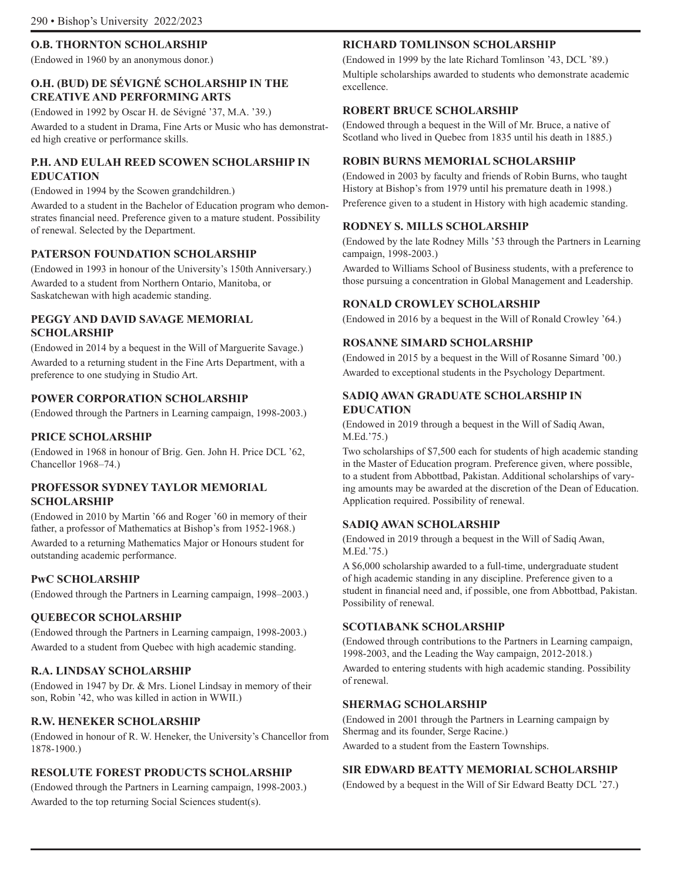### O.B. THORNTON SCHOLARSHIP

(Endowed in 1960 by an anonymous donor.)

### O.H. (BUD) DE SÉVIGNÉ SCHOLARSHIP IN THE CREATIVE AND PERFORMING ARTS

(Endowed in 1992 by Oscar H. de Sévigné '37, M.A. '39.)

Awarded to a student in Drama, Fine Arts or Music who has demonstrated high creative or performance skills.

### P.H. AND EULAH REED SCOWEN SCHOLARSHIP IN EDUCATION

(Endowed in 1994 by the Scowen grandchildren.)

Awarded to a student in the Bachelor of Education program who demonstrates financial need. Preference given to a mature student. Possibility of renewal. Selected by the Department.

### PATERSON FOUNDATION SCHOLARSHIP

(Endowed in 1993 in honour of the University's 150th Anniversary.)

Awarded to a student from Northern Ontario, Manitoba, or Saskatchewan with high academic standing.

### PEGGY AND DAVID SAVAGE MEMORIAL SCHOLARSHIP

(Endowed in 2014 by a bequest in the Will of Marguerite Savage.)

Awarded to a returning student in the Fine Arts Department, with a preference to one studying in Studio Art.

### POWER CORPORATION SCHOLARSHIP

(Endowed through the Partners in Learning campaign, 1998-2003.)

### PRICE SCHOLARSHIP

(Endowed in 1968 in honour of Brig. Gen. John H. Price DCL '62, Chancellor 1968–74.)

### PROFESSOR SYDNEY TAYLOR MEMORIAL SCHOLARSHIP

(Endowed in 2010 by Martin '66 and Roger '60 in memory of their father, a professor of Mathematics at Bishop's from 1952-1968.)

Awarded to a returning Mathematics Major or Honours student for outstanding academic performance.

### PwC SCHOLARSHIP

(Endowed through the Partners in Learning campaign, 1998–2003.)

### QUEBECOR SCHOLARSHIP

(Endowed through the Partners in Learning campaign, 1998-2003.)

Awarded to a student from Quebec with high academic standing.

### R.A. LINDSAY SCHOLARSHIP

(Endowed in 1947 by Dr. & Mrs. Lionel Lindsay in memory of their son, Robin '42, who was killed in action in WWII.)

### R.W. HENEKER SCHOLARSHIP

(Endowed in honour of R. W. Heneker, the University's Chancellor from 1878-1900.)

### RESOLUTE FOREST PRODUCTS SCHOLARSHIP

(Endowed through the Partners in Learning campaign, 1998-2003.)

Awarded to the top returning Social Sciences student(s).

### RICHARD TOMLINSON SCHOLARSHIP

(Endowed in 1999 by the late Richard Tomlinson '43, DCL '89.)

Multiple scholarships awarded to students who demonstrate academic excellence.

### ROBERT BRUCE SCHOLARSHIP

(Endowed through a bequest in the Will of Mr. Bruce, a native of Scotland who lived in Quebec from 1835 until his death in 1885.)

### ROBIN BURNS MEMORIAL SCHOLARSHIP

(Endowed in 2003 by faculty and friends of Robin Burns, who taught History at Bishop's from 1979 until his premature death in 1998.)

Preference given to a student in History with high academic standing.

### RODNEY S. MILLS SCHOLARSHIP

(Endowed by the late Rodney Mills '53 through the Partners in Learning campaign, 1998-2003.)

Awarded to Williams School of Business students, with a preference to those pursuing a concentration in Global Management and Leadership.

### RONALD CROWLEY SCHOLARSHIP

(Endowed in 2016 by a bequest in the Will of Ronald Crowley '64.)

### ROSANNE SIMARD SCHOLARSHIP

(Endowed in 2015 by a bequest in the Will of Rosanne Simard '00.)

Awarded to exceptional students in the Psychology Department.

### SADIQ AWAN GRADUATE SCHOLARSHIP IN EDUCATION

(Endowed in 2019 through a bequest in the Will of Sadiq Awan, M.Ed.'75.)

Two scholarships of $7,500 each for students of high academic standing in the Master of Education program. Preference given, where possible, to a student from Abbottbad, Pakistan. Additional scholarships of varying amounts may be awarded at the discretion of the Dean of Education. Application required. Possibility of renewal.

### SADIQ AWAN SCHOLARSHIP

(Endowed in 2019 through a bequest in the Will of Sadiq Awan, M.Ed.'75.)

A $6,000 scholarship awarded to a full-time, undergraduate student of high academic standing in any discipline. Preference given to a student in financial need and, if possible, one from Abbottbad, Pakistan. Possibility of renewal.

### SCOTIABANK SCHOLARSHIP

(Endowed through contributions to the Partners in Learning campaign, 1998-2003, and the Leading the Way campaign, 2012-2018.)

Awarded to entering students with high academic standing. Possibility of renewal.

### SHERMAG SCHOLARSHIP

(Endowed in 2001 through the Partners in Learning campaign by Shermag and its founder, Serge Racine.)

Awarded to a student from the Eastern Townships.

### SIR EDWARD BEATTY MEMORIAL SCHOLARSHIP

(Endowed by a bequest in the Will of Sir Edward Beatty DCL '27.)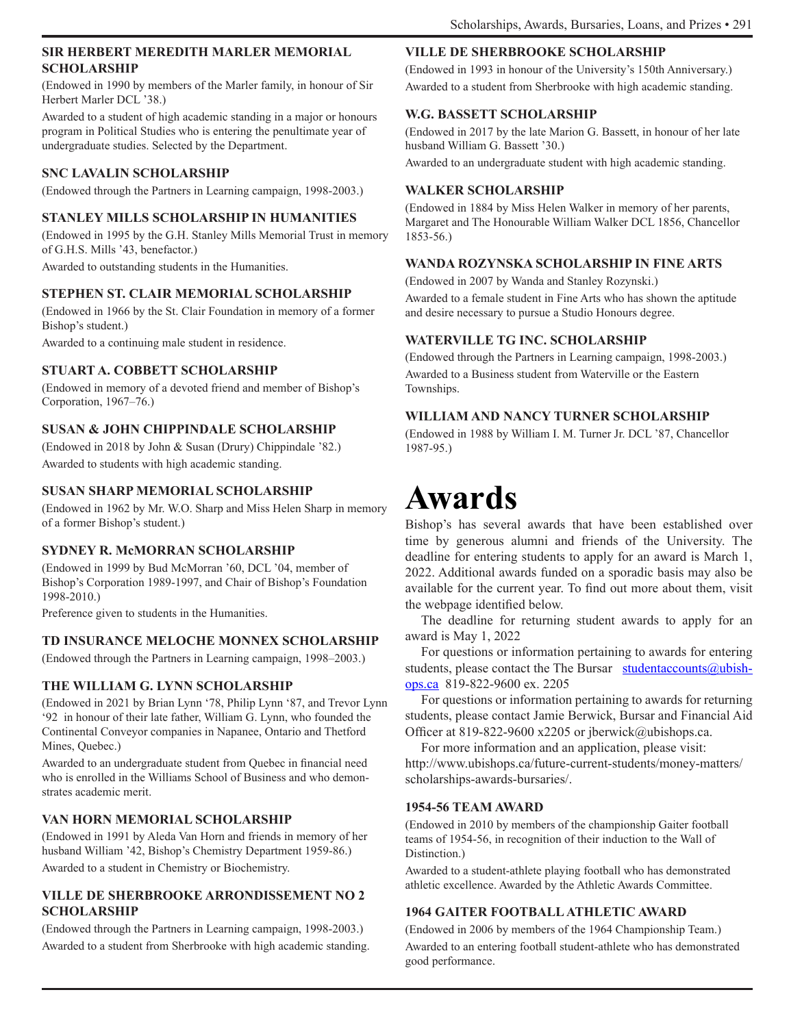### SIR HERBERT MEREDITH MARLER MEMORIAL SCHOLARSHIP

(Endowed in 1990 by members of the Marler family, in honour of Sir Herbert Marler DCL '38.)

Awarded to a student of high academic standing in a major or honours program in Political Studies who is entering the penultimate year of undergraduate studies. Selected by the Department.

### SNC LAVALIN SCHOLARSHIP

(Endowed through the Partners in Learning campaign, 1998-2003.)

### STANLEY MILLS SCHOLARSHIP IN HUMANITIES

(Endowed in 1995 by the G.H. Stanley Mills Memorial Trust in memory of G.H.S. Mills '43, benefactor.)

Awarded to outstanding students in the Humanities.

### STEPHEN ST. CLAIR MEMORIAL SCHOLARSHIP

(Endowed in 1966 by the St. Clair Foundation in memory of a former Bishop's student.)

Awarded to a continuing male student in residence.

### STUART A. COBBETT SCHOLARSHIP

(Endowed in memory of a devoted friend and member of Bishop's Corporation, 1967–76.)

### SUSAN & JOHN CHIPPINDALE SCHOLARSHIP

(Endowed in 2018 by John & Susan (Drury) Chippindale '82.)

Awarded to students with high academic standing.

### SUSAN SHARP MEMORIAL SCHOLARSHIP

(Endowed in 1962 by Mr. W.O. Sharp and Miss Helen Sharp in memory of a former Bishop's student.)

### SYDNEY R. McMORRAN SCHOLARSHIP

(Endowed in 1999 by Bud McMorran '60, DCL '04, member of Bishop's Corporation 1989-1997, and Chair of Bishop's Foundation 1998-2010.)

Preference given to students in the Humanities.

### TD INSURANCE MELOCHE MONNEX SCHOLARSHIP

(Endowed through the Partners in Learning campaign, 1998–2003.)

### THE WILLIAM G. LYNN SCHOLARSHIP

(Endowed in 2021 by Brian Lynn '78, Philip Lynn '87, and Trevor Lynn '92 in honour of their late father, William G. Lynn, who founded the Continental Conveyor companies in Napanee, Ontario and Thetford Mines, Quebec.)

Awarded to an undergraduate student from Quebec in financial need who is enrolled in the Williams School of Business and who demonstrates academic merit.

### VAN HORN MEMORIAL SCHOLARSHIP

(Endowed in 1991 by Aleda Van Horn and friends in memory of her husband William '42, Bishop's Chemistry Department 1959-86.)

Awarded to a student in Chemistry or Biochemistry.

### VILLE DE SHERBROOKE ARRONDISSEMENT NO 2 SCHOLARSHIP

(Endowed through the Partners in Learning campaign, 1998-2003.)

Awarded to a student from Sherbrooke with high academic standing.

### VILLE DE SHERBROOKE SCHOLARSHIP

(Endowed in 1993 in honour of the University's 150th Anniversary.)

Awarded to a student from Sherbrooke with high academic standing.

### W.G. BASSETT SCHOLARSHIP

(Endowed in 2017 by the late Marion G. Bassett, in honour of her late husband William G. Bassett '30.)

Awarded to an undergraduate student with high academic standing.

### WALKER SCHOLARSHIP

(Endowed in 1884 by Miss Helen Walker in memory of her parents, Margaret and The Honourable William Walker DCL 1856, Chancellor 1853-56.)

### WANDA ROZYNSKA SCHOLARSHIP IN FINE ARTS

(Endowed in 2007 by Wanda and Stanley Rozynski.)

Awarded to a female student in Fine Arts who has shown the aptitude and desire necessary to pursue a Studio Honours degree.

### WATERVILLE TG INC. SCHOLARSHIP

(Endowed through the Partners in Learning campaign, 1998-2003.)

Awarded to a Business student from Waterville or the Eastern Townships.

### WILLIAM AND NANCY TURNER SCHOLARSHIP

(Endowed in 1988 by William I. M. Turner Jr. DCL '87, Chancellor 1987-95.)

# Awards

Bishop's has several awards that have been established over time by generous alumni and friends of the University. The deadline for entering students to apply for an award is March 1, 2022. Additional awards funded on a sporadic basis may also be available for the current year. To find out more about them, visit the webpage identified below.

The deadline for returning student awards to apply for an award is May 1, 2022

For questions or information pertaining to awards for entering students, please contact the The Bursar studentaccounts@ubishops.ca 819-822-9600 ex. 2205

For questions or information pertaining to awards for returning students, please contact Jamie Berwick, Bursar and Financial Aid Officer at 819-822-9600 x2205 or jberwick@ubishops.ca.

For more information and an application, please visit: http://www.ubishops.ca/future-current-students/money-matters/scholarships-awards-bursaries/.

### 1954-56 TEAM AWARD

(Endowed in 2010 by members of the championship Gaiter football teams of 1954-56, in recognition of their induction to the Wall of Distinction.)

Awarded to a student-athlete playing football who has demonstrated athletic excellence. Awarded by the Athletic Awards Committee.

### 1964 GAITER FOOTBALL ATHLETIC AWARD

(Endowed in 2006 by members of the 1964 Championship Team.)

Awarded to an entering football student-athlete who has demonstrated good performance.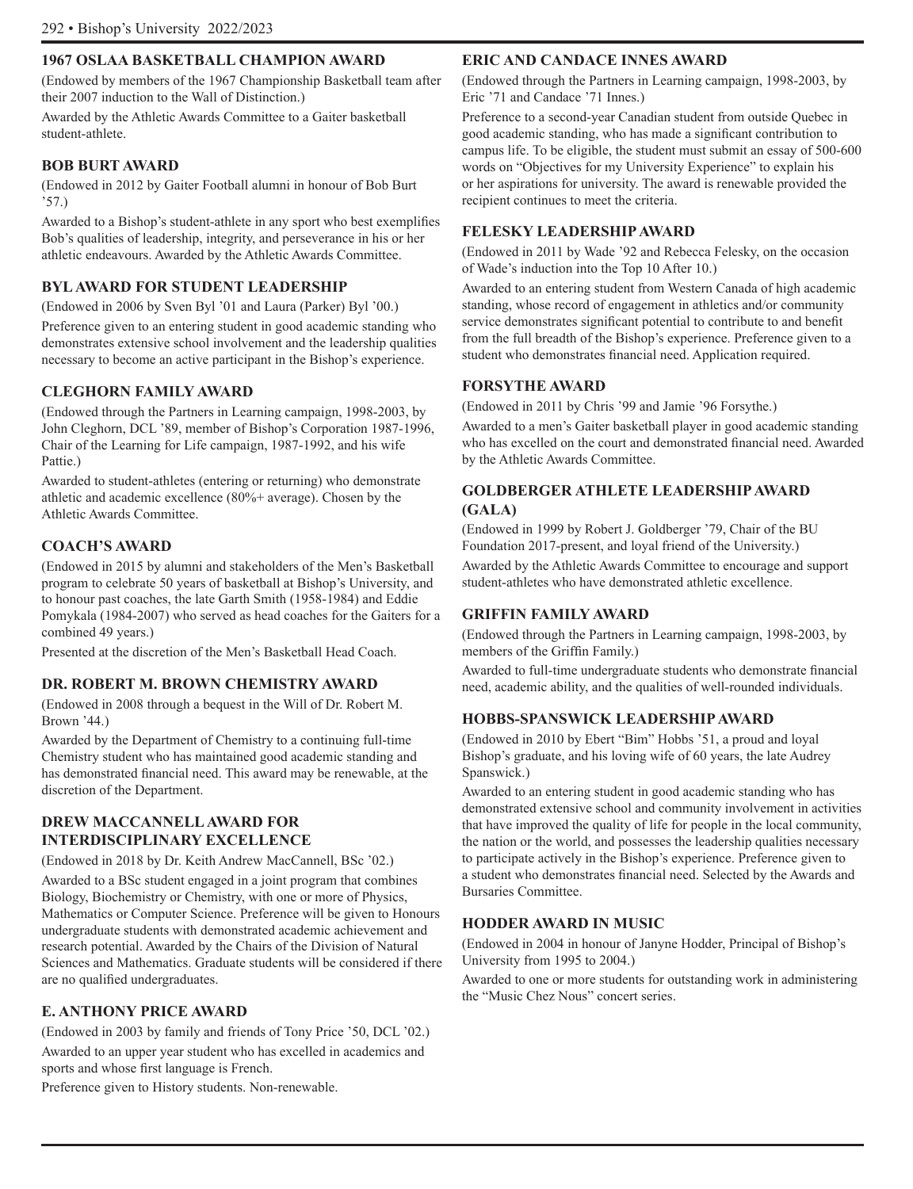### 1967 OSLAA BASKETBALL CHAMPION AWARD

(Endowed by members of the 1967 Championship Basketball team after their 2007 induction to the Wall of Distinction.)

Awarded by the Athletic Awards Committee to a Gaiter basketball student-athlete.

### BOB BURT AWARD

(Endowed in 2012 by Gaiter Football alumni in honour of Bob Burt '57.)

Awarded to a Bishop's student-athlete in any sport who best exemplifies Bob's qualities of leadership, integrity, and perseverance in his or her athletic endeavours. Awarded by the Athletic Awards Committee.

### BYL AWARD FOR STUDENT LEADERSHIP

(Endowed in 2006 by Sven Byl '01 and Laura (Parker) Byl '00.)

Preference given to an entering student in good academic standing who demonstrates extensive school involvement and the leadership qualities necessary to become an active participant in the Bishop's experience.

### CLEGHORN FAMILY AWARD

(Endowed through the Partners in Learning campaign, 1998-2003, by John Cleghorn, DCL '89, member of Bishop's Corporation 1987-1996, Chair of the Learning for Life campaign, 1987-1992, and his wife Pattie.)

Awarded to student-athletes (entering or returning) who demonstrate athletic and academic excellence (80%+ average). Chosen by the Athletic Awards Committee.

### COACH'S AWARD

(Endowed in 2015 by alumni and stakeholders of the Men's Basketball program to celebrate 50 years of basketball at Bishop's University, and to honour past coaches, the late Garth Smith (1958-1984) and Eddie Pomykala (1984-2007) who served as head coaches for the Gaiters for a combined 49 years.)

Presented at the discretion of the Men's Basketball Head Coach.

### DR. ROBERT M. BROWN CHEMISTRY AWARD

(Endowed in 2008 through a bequest in the Will of Dr. Robert M. Brown '44.)

Awarded by the Department of Chemistry to a continuing full-time Chemistry student who has maintained good academic standing and has demonstrated financial need. This award may be renewable, at the discretion of the Department.

### DREW MACCANNELL AWARD FOR INTERDISCIPLINARY EXCELLENCE

(Endowed in 2018 by Dr. Keith Andrew MacCannell, BSc '02.)

Awarded to a BSc student engaged in a joint program that combines Biology, Biochemistry or Chemistry, with one or more of Physics, Mathematics or Computer Science. Preference will be given to Honours undergraduate students with demonstrated academic achievement and research potential. Awarded by the Chairs of the Division of Natural Sciences and Mathematics. Graduate students will be considered if there are no qualified undergraduates.

### E. ANTHONY PRICE AWARD

(Endowed in 2003 by family and friends of Tony Price '50, DCL '02.)

Awarded to an upper year student who has excelled in academics and sports and whose first language is French.

Preference given to History students. Non-renewable.

### ERIC AND CANDACE INNES AWARD

(Endowed through the Partners in Learning campaign, 1998-2003, by Eric '71 and Candace '71 Innes.)

Preference to a second-year Canadian student from outside Quebec in good academic standing, who has made a significant contribution to campus life. To be eligible, the student must submit an essay of 500-600 words on "Objectives for my University Experience" to explain his or her aspirations for university. The award is renewable provided the recipient continues to meet the criteria.

### FELESKY LEADERSHIP AWARD

(Endowed in 2011 by Wade '92 and Rebecca Felesky, on the occasion of Wade's induction into the Top 10 After 10.)

Awarded to an entering student from Western Canada of high academic standing, whose record of engagement in athletics and/or community service demonstrates significant potential to contribute to and benefit from the full breadth of the Bishop's experience. Preference given to a student who demonstrates financial need. Application required.

### FORSYTHE AWARD

(Endowed in 2011 by Chris '99 and Jamie '96 Forsythe.)

Awarded to a men's Gaiter basketball player in good academic standing who has excelled on the court and demonstrated financial need. Awarded by the Athletic Awards Committee.

### GOLDBERGER ATHLETE LEADERSHIP AWARD (GALA)

(Endowed in 1999 by Robert J. Goldberger '79, Chair of the BU Foundation 2017-present, and loyal friend of the University.)

Awarded by the Athletic Awards Committee to encourage and support student-athletes who have demonstrated athletic excellence.

### GRIFFIN FAMILY AWARD

(Endowed through the Partners in Learning campaign, 1998-2003, by members of the Griffin Family.)

Awarded to full-time undergraduate students who demonstrate financial need, academic ability, and the qualities of well-rounded individuals.

### HOBBS-SPANSWICK LEADERSHIP AWARD

(Endowed in 2010 by Ebert "Bim" Hobbs '51, a proud and loyal Bishop's graduate, and his loving wife of 60 years, the late Audrey Spanswick.)

Awarded to an entering student in good academic standing who has demonstrated extensive school and community involvement in activities that have improved the quality of life for people in the local community, the nation or the world, and possesses the leadership qualities necessary to participate actively in the Bishop's experience. Preference given to a student who demonstrates financial need. Selected by the Awards and Bursaries Committee.

### HODDER AWARD IN MUSIC

(Endowed in 2004 in honour of Janyne Hodder, Principal of Bishop's University from 1995 to 2004.)

Awarded to one or more students for outstanding work in administering the "Music Chez Nous" concert series.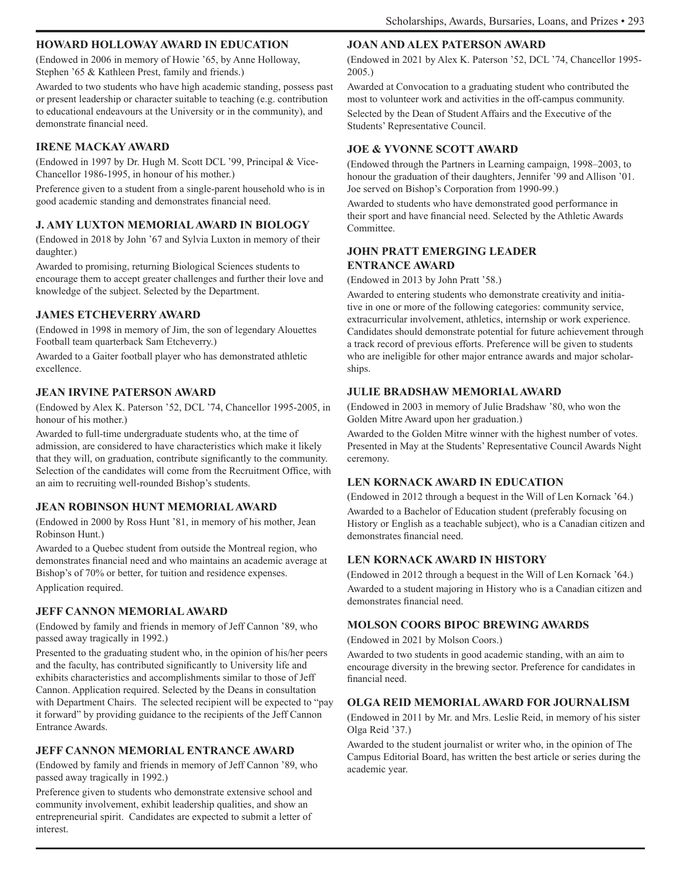### HOWARD HOLLOWAY AWARD IN EDUCATION

(Endowed in 2006 in memory of Howie '65, by Anne Holloway, Stephen '65 & Kathleen Prest, family and friends.)

Awarded to two students who have high academic standing, possess past or present leadership or character suitable to teaching (e.g. contribution to educational endeavours at the University or in the community), and demonstrate financial need.

### IRENE MACKAY AWARD

(Endowed in 1997 by Dr. Hugh M. Scott DCL '99, Principal & Vice-Chancellor 1986-1995, in honour of his mother.)

Preference given to a student from a single-parent household who is in good academic standing and demonstrates financial need.

### J. AMY LUXTON MEMORIAL AWARD IN BIOLOGY

(Endowed in 2018 by John '67 and Sylvia Luxton in memory of their daughter.)

Awarded to promising, returning Biological Sciences students to encourage them to accept greater challenges and further their love and knowledge of the subject. Selected by the Department.

### JAMES ETCHEVERRY AWARD

(Endowed in 1998 in memory of Jim, the son of legendary Alouettes Football team quarterback Sam Etcheverry.)

Awarded to a Gaiter football player who has demonstrated athletic excellence.

### JEAN IRVINE PATERSON AWARD

(Endowed by Alex K. Paterson '52, DCL '74, Chancellor 1995-2005, in honour of his mother.)

Awarded to full-time undergraduate students who, at the time of admission, are considered to have characteristics which make it likely that they will, on graduation, contribute significantly to the community. Selection of the candidates will come from the Recruitment Office, with an aim to recruiting well-rounded Bishop's students.

### JEAN ROBINSON HUNT MEMORIAL AWARD

(Endowed in 2000 by Ross Hunt '81, in memory of his mother, Jean Robinson Hunt.)

Awarded to a Quebec student from outside the Montreal region, who demonstrates financial need and who maintains an academic average at Bishop's of 70% or better, for tuition and residence expenses.

Application required.

### JEFF CANNON MEMORIAL AWARD

(Endowed by family and friends in memory of Jeff Cannon '89, who passed away tragically in 1992.)

Presented to the graduating student who, in the opinion of his/her peers and the faculty, has contributed significantly to University life and exhibits characteristics and accomplishments similar to those of Jeff Cannon. Application required. Selected by the Deans in consultation with Department Chairs. The selected recipient will be expected to "pay it forward" by providing guidance to the recipients of the Jeff Cannon Entrance Awards.

### JEFF CANNON MEMORIAL ENTRANCE AWARD

(Endowed by family and friends in memory of Jeff Cannon '89, who passed away tragically in 1992.)

Preference given to students who demonstrate extensive school and community involvement, exhibit leadership qualities, and show an entrepreneurial spirit. Candidates are expected to submit a letter of interest.

### JOAN AND ALEX PATERSON AWARD

(Endowed in 2021 by Alex K. Paterson '52, DCL '74, Chancellor 1995-2005.)

Awarded at Convocation to a graduating student who contributed the most to volunteer work and activities in the off-campus community.

Selected by the Dean of Student Affairs and the Executive of the Students' Representative Council.

### JOE & YVONNE SCOTT AWARD

(Endowed through the Partners in Learning campaign, 1998–2003, to honour the graduation of their daughters, Jennifer '99 and Allison '01. Joe served on Bishop's Corporation from 1990-99.)

Awarded to students who have demonstrated good performance in their sport and have financial need. Selected by the Athletic Awards Committee.

### JOHN PRATT EMERGING LEADER ENTRANCE AWARD

(Endowed in 2013 by John Pratt '58.)

Awarded to entering students who demonstrate creativity and initiative in one or more of the following categories: community service, extracurricular involvement, athletics, internship or work experience. Candidates should demonstrate potential for future achievement through a track record of previous efforts. Preference will be given to students who are ineligible for other major entrance awards and major scholarships.

### JULIE BRADSHAW MEMORIAL AWARD

(Endowed in 2003 in memory of Julie Bradshaw '80, who won the Golden Mitre Award upon her graduation.)

Awarded to the Golden Mitre winner with the highest number of votes. Presented in May at the Students' Representative Council Awards Night ceremony.

### LEN KORNACK AWARD IN EDUCATION

(Endowed in 2012 through a bequest in the Will of Len Kornack '64.)

Awarded to a Bachelor of Education student (preferably focusing on History or English as a teachable subject), who is a Canadian citizen and demonstrates financial need.

### LEN KORNACK AWARD IN HISTORY

(Endowed in 2012 through a bequest in the Will of Len Kornack '64.)

Awarded to a student majoring in History who is a Canadian citizen and demonstrates financial need.

### MOLSON COORS BIPOC BREWING AWARDS

(Endowed in 2021 by Molson Coors.)

Awarded to two students in good academic standing, with an aim to encourage diversity in the brewing sector. Preference for candidates in financial need.

### OLGA REID MEMORIAL AWARD FOR JOURNALISM

(Endowed in 2011 by Mr. and Mrs. Leslie Reid, in memory of his sister Olga Reid '37.)

Awarded to the student journalist or writer who, in the opinion of The Campus Editorial Board, has written the best article or series during the academic year.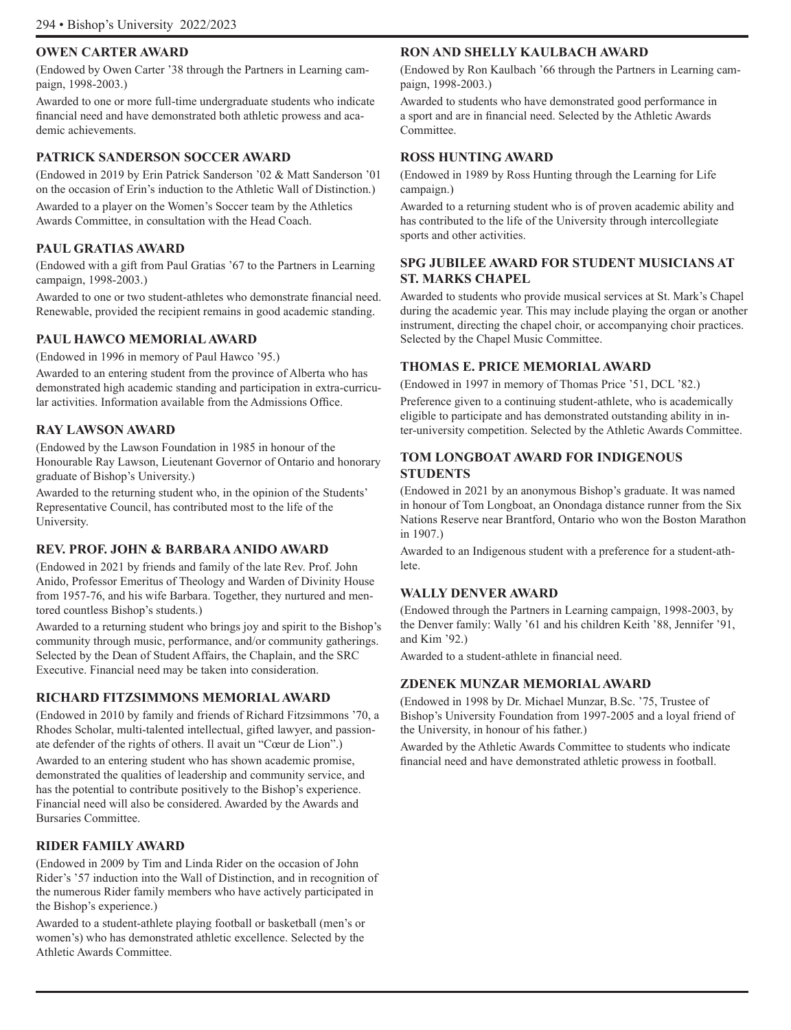### OWEN CARTER AWARD

(Endowed by Owen Carter '38 through the Partners in Learning campaign, 1998-2003.)

Awarded to one or more full-time undergraduate students who indicate financial need and have demonstrated both athletic prowess and academic achievements.

### PATRICK SANDERSON SOCCER AWARD

(Endowed in 2019 by Erin Patrick Sanderson '02 & Matt Sanderson '01 on the occasion of Erin's induction to the Athletic Wall of Distinction.)

Awarded to a player on the Women's Soccer team by the Athletics Awards Committee, in consultation with the Head Coach.

### PAUL GRATIAS AWARD

(Endowed with a gift from Paul Gratias '67 to the Partners in Learning campaign, 1998-2003.)

Awarded to one or two student-athletes who demonstrate financial need. Renewable, provided the recipient remains in good academic standing.

### PAUL HAWCO MEMORIAL AWARD

(Endowed in 1996 in memory of Paul Hawco '95.)

Awarded to an entering student from the province of Alberta who has demonstrated high academic standing and participation in extra-curricular activities. Information available from the Admissions Office.

### RAY LAWSON AWARD

(Endowed by the Lawson Foundation in 1985 in honour of the Honourable Ray Lawson, Lieutenant Governor of Ontario and honorary graduate of Bishop's University.)

Awarded to the returning student who, in the opinion of the Students' Representative Council, has contributed most to the life of the University.

### REV. PROF. JOHN & BARBARA ANIDO AWARD

(Endowed in 2021 by friends and family of the late Rev. Prof. John Anido, Professor Emeritus of Theology and Warden of Divinity House from 1957-76, and his wife Barbara. Together, they nurtured and mentored countless Bishop's students.)

Awarded to a returning student who brings joy and spirit to the Bishop's community through music, performance, and/or community gatherings. Selected by the Dean of Student Affairs, the Chaplain, and the SRC Executive. Financial need may be taken into consideration.

### RICHARD FITZSIMMONS MEMORIAL AWARD

(Endowed in 2010 by family and friends of Richard Fitzsimmons '70, a Rhodes Scholar, multi-talented intellectual, gifted lawyer, and passionate defender of the rights of others. Il avait un "Cœur de Lion".)

Awarded to an entering student who has shown academic promise, demonstrated the qualities of leadership and community service, and has the potential to contribute positively to the Bishop's experience. Financial need will also be considered. Awarded by the Awards and Bursaries Committee.

### RIDER FAMILY AWARD

(Endowed in 2009 by Tim and Linda Rider on the occasion of John Rider's '57 induction into the Wall of Distinction, and in recognition of the numerous Rider family members who have actively participated in the Bishop's experience.)

Awarded to a student-athlete playing football or basketball (men's or women's) who has demonstrated athletic excellence. Selected by the Athletic Awards Committee.

### RON AND SHELLY KAULBACH AWARD

(Endowed by Ron Kaulbach '66 through the Partners in Learning campaign, 1998-2003.)

Awarded to students who have demonstrated good performance in a sport and are in financial need. Selected by the Athletic Awards Committee.

### ROSS HUNTING AWARD

(Endowed in 1989 by Ross Hunting through the Learning for Life campaign.)

Awarded to a returning student who is of proven academic ability and has contributed to the life of the University through intercollegiate sports and other activities.

### SPG JUBILEE AWARD FOR STUDENT MUSICIANS AT ST. MARKS CHAPEL

Awarded to students who provide musical services at St. Mark's Chapel during the academic year. This may include playing the organ or another instrument, directing the chapel choir, or accompanying choir practices. Selected by the Chapel Music Committee.

### THOMAS E. PRICE MEMORIAL AWARD

(Endowed in 1997 in memory of Thomas Price '51, DCL '82.)

Preference given to a continuing student-athlete, who is academically eligible to participate and has demonstrated outstanding ability in inter-university competition. Selected by the Athletic Awards Committee.

### TOM LONGBOAT AWARD FOR INDIGENOUS STUDENTS

(Endowed in 2021 by an anonymous Bishop's graduate. It was named in honour of Tom Longboat, an Onondaga distance runner from the Six Nations Reserve near Brantford, Ontario who won the Boston Marathon in 1907.)

Awarded to an Indigenous student with a preference for a student-athlete.

### WALLY DENVER AWARD

(Endowed through the Partners in Learning campaign, 1998-2003, by the Denver family: Wally '61 and his children Keith '88, Jennifer '91, and Kim '92.)

Awarded to a student-athlete in financial need.

### ZDENEK MUNZAR MEMORIAL AWARD

(Endowed in 1998 by Dr. Michael Munzar, B.Sc. '75, Trustee of Bishop's University Foundation from 1997-2005 and a loyal friend of the University, in honour of his father.)

Awarded by the Athletic Awards Committee to students who indicate financial need and have demonstrated athletic prowess in football.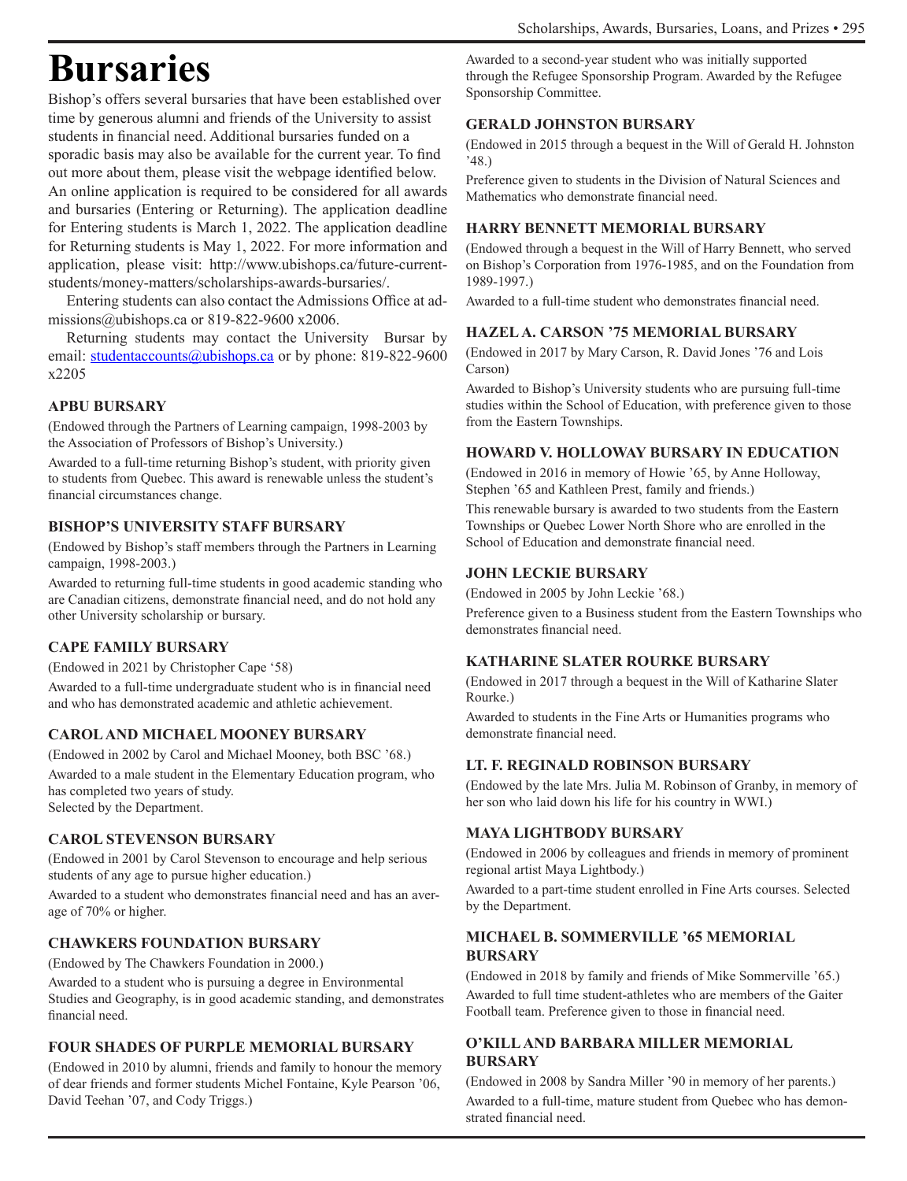# Bursaries

Bishop's offers several bursaries that have been established over time by generous alumni and friends of the University to assist students in financial need. Additional bursaries funded on a sporadic basis may also be available for the current year. To find out more about them, please visit the webpage identified below. An online application is required to be considered for all awards and bursaries (Entering or Returning). The application deadline for Entering students is March 1, 2022. The application deadline for Returning students is May 1, 2022. For more information and application, please visit: http://www.ubishops.ca/future-current-students/money-matters/scholarships-awards-bursaries/.

Entering students can also contact the Admissions Office at admissions@ubishops.ca or 819-822-9600 x2006.

Returning students may contact the University Bursar by email: studentaccounts@ubishops.ca or by phone: 819-822-9600 x2205

### APBU BURSARY

(Endowed through the Partners of Learning campaign, 1998-2003 by the Association of Professors of Bishop's University.)

Awarded to a full-time returning Bishop's student, with priority given to students from Quebec. This award is renewable unless the student's financial circumstances change.

### BISHOP'S UNIVERSITY STAFF BURSARY

(Endowed by Bishop's staff members through the Partners in Learning campaign, 1998-2003.)

Awarded to returning full-time students in good academic standing who are Canadian citizens, demonstrate financial need, and do not hold any other University scholarship or bursary.

### CAPE FAMILY BURSARY

(Endowed in 2021 by Christopher Cape '58)

Awarded to a full-time undergraduate student who is in financial need and who has demonstrated academic and athletic achievement.

### CAROL AND MICHAEL MOONEY BURSARY

(Endowed in 2002 by Carol and Michael Mooney, both BSC '68.)

Awarded to a male student in the Elementary Education program, who has completed two years of study.
Selected by the Department.

### CAROL STEVENSON BURSARY

(Endowed in 2001 by Carol Stevenson to encourage and help serious students of any age to pursue higher education.)

Awarded to a student who demonstrates financial need and has an average of 70% or higher.

### CHAWKERS FOUNDATION BURSARY

(Endowed by The Chawkers Foundation in 2000.)

Awarded to a student who is pursuing a degree in Environmental Studies and Geography, is in good academic standing, and demonstrates financial need.

### FOUR SHADES OF PURPLE MEMORIAL BURSARY

(Endowed in 2010 by alumni, friends and family to honour the memory of dear friends and former students Michel Fontaine, Kyle Pearson '06, David Teehan '07, and Cody Triggs.)

Awarded to a second-year student who was initially supported through the Refugee Sponsorship Program. Awarded by the Refugee Sponsorship Committee.

### GERALD JOHNSTON BURSARY

(Endowed in 2015 through a bequest in the Will of Gerald H. Johnston '48.)

Preference given to students in the Division of Natural Sciences and Mathematics who demonstrate financial need.

### HARRY BENNETT MEMORIAL BURSARY

(Endowed through a bequest in the Will of Harry Bennett, who served on Bishop's Corporation from 1976-1985, and on the Foundation from 1989-1997.)

Awarded to a full-time student who demonstrates financial need.

### HAZEL A. CARSON '75 MEMORIAL BURSARY

(Endowed in 2017 by Mary Carson, R. David Jones '76 and Lois Carson)

Awarded to Bishop's University students who are pursuing full-time studies within the School of Education, with preference given to those from the Eastern Townships.

### HOWARD V. HOLLOWAY BURSARY IN EDUCATION

(Endowed in 2016 in memory of Howie '65, by Anne Holloway, Stephen '65 and Kathleen Prest, family and friends.)

This renewable bursary is awarded to two students from the Eastern Townships or Quebec Lower North Shore who are enrolled in the School of Education and demonstrate financial need.

### JOHN LECKIE BURSARY

(Endowed in 2005 by John Leckie '68.)

Preference given to a Business student from the Eastern Townships who demonstrates financial need.

### KATHARINE SLATER ROURKE BURSARY

(Endowed in 2017 through a bequest in the Will of Katharine Slater Rourke.)

Awarded to students in the Fine Arts or Humanities programs who demonstrate financial need.

### LT. F. REGINALD ROBINSON BURSARY

(Endowed by the late Mrs. Julia M. Robinson of Granby, in memory of her son who laid down his life for his country in WWI.)

### MAYA LIGHTBODY BURSARY

(Endowed in 2006 by colleagues and friends in memory of prominent regional artist Maya Lightbody.)

Awarded to a part-time student enrolled in Fine Arts courses. Selected by the Department.

### MICHAEL B. SOMMERVILLE '65 MEMORIAL BURSARY

(Endowed in 2018 by family and friends of Mike Sommerville '65.)

Awarded to full time student-athletes who are members of the Gaiter Football team. Preference given to those in financial need.

### O'KILL AND BARBARA MILLER MEMORIAL BURSARY

(Endowed in 2008 by Sandra Miller '90 in memory of her parents.)

Awarded to a full-time, mature student from Quebec who has demonstrated financial need.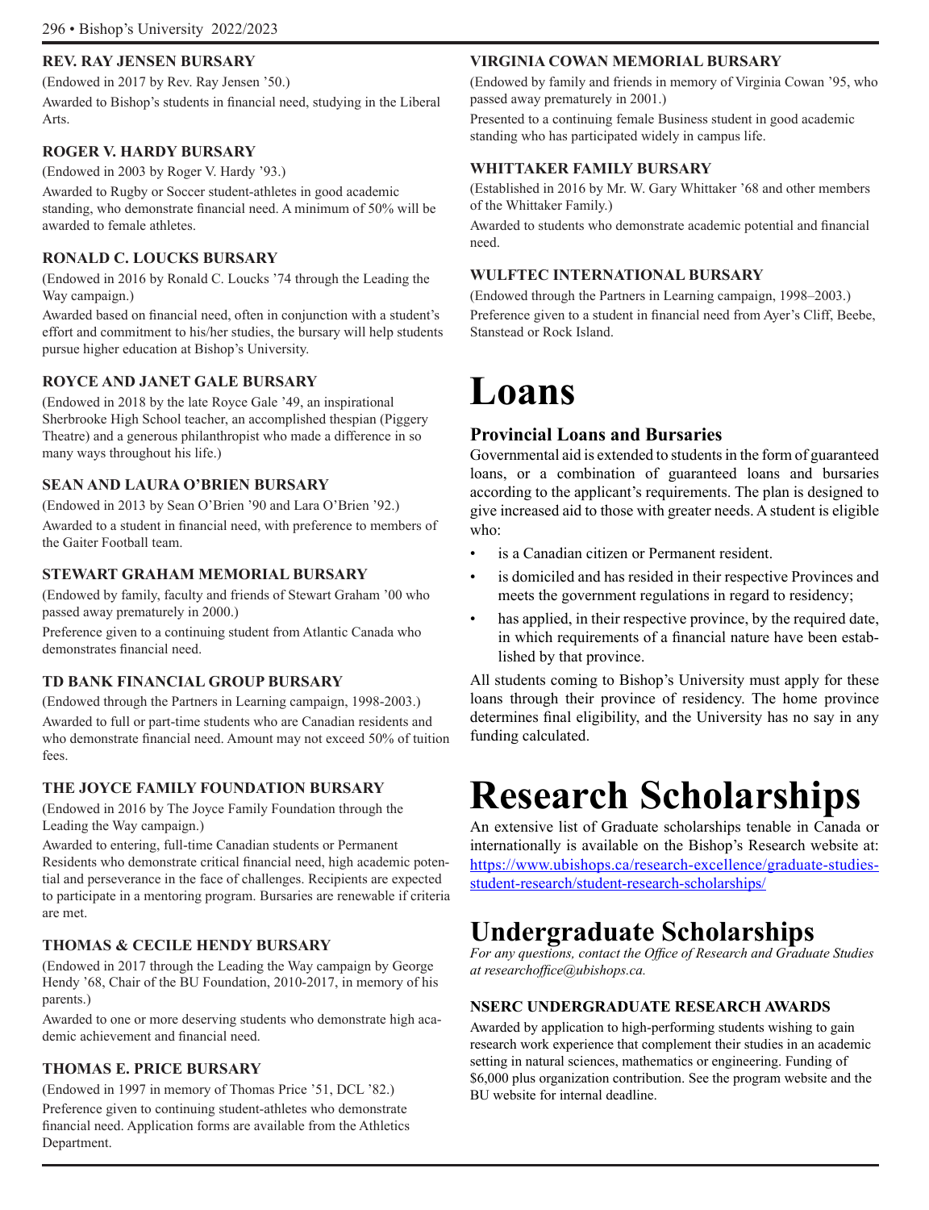### REV. RAY JENSEN BURSARY

(Endowed in 2017 by Rev. Ray Jensen '50.)

Awarded to Bishop's students in financial need, studying in the Liberal Arts.

### ROGER V. HARDY BURSARY

(Endowed in 2003 by Roger V. Hardy '93.)

Awarded to Rugby or Soccer student-athletes in good academic standing, who demonstrate financial need. A minimum of 50% will be awarded to female athletes.

### RONALD C. LOUCKS BURSARY

(Endowed in 2016 by Ronald C. Loucks '74 through the Leading the Way campaign.)

Awarded based on financial need, often in conjunction with a student's effort and commitment to his/her studies, the bursary will help students pursue higher education at Bishop's University.

### ROYCE AND JANET GALE BURSARY

(Endowed in 2018 by the late Royce Gale '49, an inspirational Sherbrooke High School teacher, an accomplished thespian (Piggery Theatre) and a generous philanthropist who made a difference in so many ways throughout his life.)

### SEAN AND LAURA O'BRIEN BURSARY

(Endowed in 2013 by Sean O'Brien '90 and Lara O'Brien '92.)

Awarded to a student in financial need, with preference to members of the Gaiter Football team.

### STEWART GRAHAM MEMORIAL BURSARY

(Endowed by family, faculty and friends of Stewart Graham '00 who passed away prematurely in 2000.)

Preference given to a continuing student from Atlantic Canada who demonstrates financial need.

### TD BANK FINANCIAL GROUP BURSARY

(Endowed through the Partners in Learning campaign, 1998-2003.)

Awarded to full or part-time students who are Canadian residents and who demonstrate financial need. Amount may not exceed 50% of tuition fees.

### THE JOYCE FAMILY FOUNDATION BURSARY

(Endowed in 2016 by The Joyce Family Foundation through the Leading the Way campaign.)

Awarded to entering, full-time Canadian students or Permanent Residents who demonstrate critical financial need, high academic potential and perseverance in the face of challenges. Recipients are expected to participate in a mentoring program. Bursaries are renewable if criteria are met.

### THOMAS & CECILE HENDY BURSARY

(Endowed in 2017 through the Leading the Way campaign by George Hendy '68, Chair of the BU Foundation, 2010-2017, in memory of his parents.)

Awarded to one or more deserving students who demonstrate high academic achievement and financial need.

### THOMAS E. PRICE BURSARY

(Endowed in 1997 in memory of Thomas Price '51, DCL '82.)

Preference given to continuing student-athletes who demonstrate financial need. Application forms are available from the Athletics Department.

### VIRGINIA COWAN MEMORIAL BURSARY

(Endowed by family and friends in memory of Virginia Cowan '95, who passed away prematurely in 2001.)

Presented to a continuing female Business student in good academic standing who has participated widely in campus life.

### WHITTAKER FAMILY BURSARY

(Established in 2016 by Mr. W. Gary Whittaker '68 and other members of the Whittaker Family.)

Awarded to students who demonstrate academic potential and financial need.

### WULFTEC INTERNATIONAL BURSARY

(Endowed through the Partners in Learning campaign, 1998–2003.)

Preference given to a student in financial need from Ayer's Cliff, Beebe, Stanstead or Rock Island.

# Loans

## Provincial Loans and Bursaries

Governmental aid is extended to students in the form of guaranteed loans, or a combination of guaranteed loans and bursaries according to the applicant's requirements. The plan is designed to give increased aid to those with greater needs. A student is eligible who:

- is a Canadian citizen or Permanent resident.
- is domiciled and has resided in their respective Provinces and meets the government regulations in regard to residency;
- has applied, in their respective province, by the required date, in which requirements of a financial nature have been established by that province.

All students coming to Bishop's University must apply for these loans through their province of residency. The home province determines final eligibility, and the University has no say in any funding calculated.

# Research Scholarships

An extensive list of Graduate scholarships tenable in Canada or internationally is available on the Bishop's Research website at: [https://www.ubishops.ca/research-excellence/graduate-studies-student-research/student-research-scholarships/](https://www.ubishops.ca/research-excellence/graduate-studies-student-research/student-research-scholarships/)

## Undergraduate Scholarships

*For any questions, contact the Office of Research and Graduate Studies at researchoffice@ubishops.ca.*

### NSERC UNDERGRADUATE RESEARCH AWARDS

Awarded by application to high-performing students wishing to gain research work experience that complement their studies in an academic setting in natural sciences, mathematics or engineering. Funding of $6,000 plus organization contribution. See the program website and the BU website for internal deadline.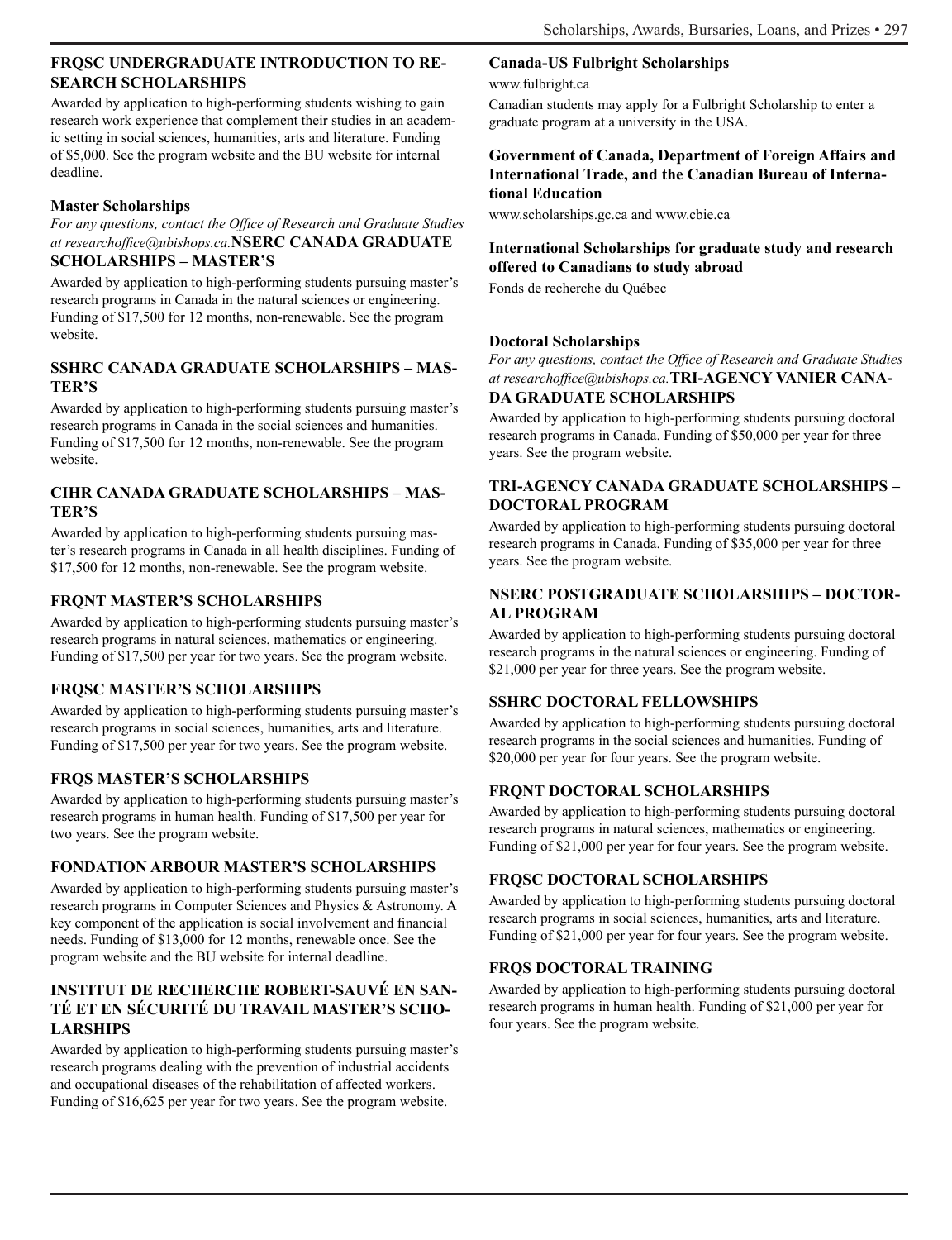### FRQSC UNDERGRADUATE INTRODUCTION TO RESEARCH SCHOLARSHIPS

Awarded by application to high-performing students wishing to gain research work experience that complement their studies in an academic setting in social sciences, humanities, arts and literature. Funding of $5,000. See the program website and the BU website for internal deadline.

## Master Scholarships

*For any questions, contact the Office of Research and Graduate Studies at researchoffice@ubishops.ca.*

### NSERC CANADA GRADUATE SCHOLARSHIPS – MASTER'S

Awarded by application to high-performing students pursuing master's research programs in Canada in the natural sciences or engineering. Funding of $17,500 for 12 months, non-renewable. See the program website.

### SSHRC CANADA GRADUATE SCHOLARSHIPS – MASTER'S

Awarded by application to high-performing students pursuing master's research programs in Canada in the social sciences and humanities. Funding of $17,500 for 12 months, non-renewable. See the program website.

### CIHR CANADA GRADUATE SCHOLARSHIPS – MASTER'S

Awarded by application to high-performing students pursuing master's research programs in Canada in all health disciplines. Funding of $17,500 for 12 months, non-renewable. See the program website.

### FRQNT MASTER'S SCHOLARSHIPS

Awarded by application to high-performing students pursuing master's research programs in natural sciences, mathematics or engineering. Funding of $17,500 per year for two years. See the program website.

### FRQSC MASTER'S SCHOLARSHIPS

Awarded by application to high-performing students pursuing master's research programs in social sciences, humanities, arts and literature. Funding of $17,500 per year for two years. See the program website.

### FRQS MASTER'S SCHOLARSHIPS

Awarded by application to high-performing students pursuing master's research programs in human health. Funding of $17,500 per year for two years. See the program website.

### FONDATION ARBOUR MASTER'S SCHOLARSHIPS

Awarded by application to high-performing students pursuing master's research programs in Computer Sciences and Physics & Astronomy. A key component of the application is social involvement and financial needs. Funding of $13,000 for 12 months, renewable once. See the program website and the BU website for internal deadline.

### INSTITUT DE RECHERCHE ROBERT-SAUVÉ EN SANTÉ ET EN SÉCURITÉ DU TRAVAIL MASTER'S SCHOLARSHIPS

Awarded by application to high-performing students pursuing master's research programs dealing with the prevention of industrial accidents and occupational diseases of the rehabilitation of affected workers. Funding of $16,625 per year for two years. See the program website.

### Canada-US Fulbright Scholarships

www.fulbright.ca

Canadian students may apply for a Fulbright Scholarship to enter a graduate program at a university in the USA.

### Government of Canada, Department of Foreign Affairs and International Trade, and the Canadian Bureau of International Education

www.scholarships.gc.ca and www.cbie.ca

### International Scholarships for graduate study and research offered to Canadians to study abroad

Fonds de recherche du Québec

## Doctoral Scholarships

*For any questions, contact the Office of Research and Graduate Studies at researchoffice@ubishops.ca.*

### TRI-AGENCY VANIER CANADA GRADUATE SCHOLARSHIPS

Awarded by application to high-performing students pursuing doctoral research programs in Canada. Funding of $50,000 per year for three years. See the program website.

### TRI-AGENCY CANADA GRADUATE SCHOLARSHIPS – DOCTORAL PROGRAM

Awarded by application to high-performing students pursuing doctoral research programs in Canada. Funding of $35,000 per year for three years. See the program website.

### NSERC POSTGRADUATE SCHOLARSHIPS – DOCTORAL PROGRAM

Awarded by application to high-performing students pursuing doctoral research programs in the natural sciences or engineering. Funding of $21,000 per year for three years. See the program website.

### SSHRC DOCTORAL FELLOWSHIPS

Awarded by application to high-performing students pursuing doctoral research programs in the social sciences and humanities. Funding of $20,000 per year for four years. See the program website.

### FRQNT DOCTORAL SCHOLARSHIPS

Awarded by application to high-performing students pursuing doctoral research programs in natural sciences, mathematics or engineering. Funding of $21,000 per year for four years. See the program website.

### FRQSC DOCTORAL SCHOLARSHIPS

Awarded by application to high-performing students pursuing doctoral research programs in social sciences, humanities, arts and literature. Funding of $21,000 per year for four years. See the program website.

### FRQS DOCTORAL TRAINING

Awarded by application to high-performing students pursuing doctoral research programs in human health. Funding of $21,000 per year for four years. See the program website.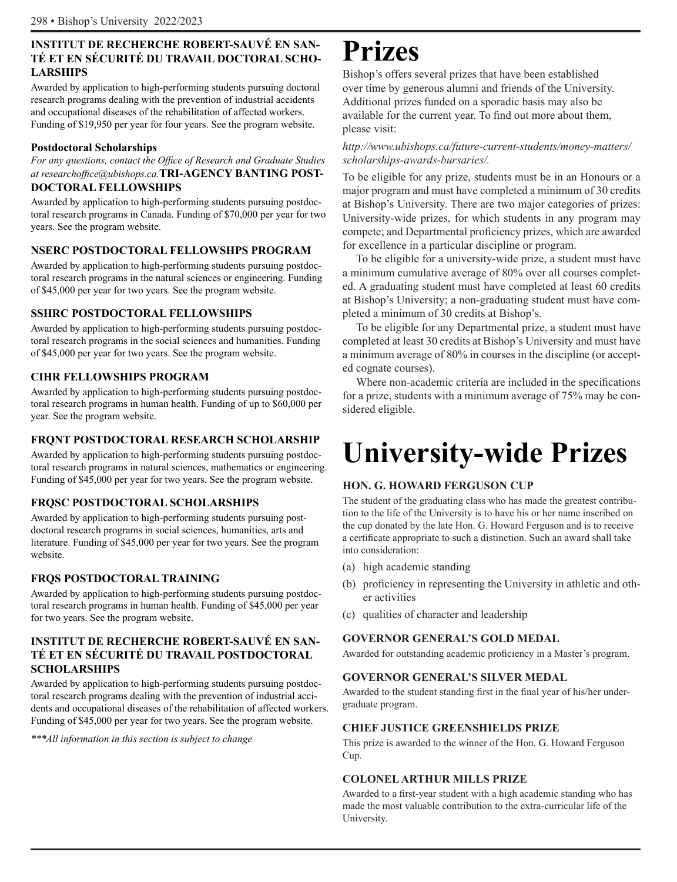### INSTITUT DE RECHERCHE ROBERT-SAUVÉ EN SANTÉ ET EN SÉCURITÉ DU TRAVAIL DOCTORAL SCHOLARSHIPS

Awarded by application to high-performing students pursuing doctoral research programs dealing with the prevention of industrial accidents and occupational diseases of the rehabilitation of affected workers. Funding of $19,950 per year for four years. See the program website.

### Postdoctoral Scholarships

*For any questions, contact the Office of Research and Graduate Studies at researchoffice@ubishops.ca.*

### TRI-AGENCY BANTING POSTDOCTORAL FELLOWSHIPS

Awarded by application to high-performing students pursuing postdoctoral research programs in Canada. Funding of $70,000 per year for two years. See the program website.

### NSERC POSTDOCTORAL FELLOWSHPS PROGRAM

Awarded by application to high-performing students pursuing postdoctoral research programs in the natural sciences or engineering. Funding of $45,000 per year for two years. See the program website.

### SSHRC POSTDOCTORAL FELLOWSHIPS

Awarded by application to high-performing students pursuing postdoctoral research programs in the social sciences and humanities. Funding of $45,000 per year for two years. See the program website.

### CIHR FELLOWSHIPS PROGRAM

Awarded by application to high-performing students pursuing postdoctoral research programs in human health. Funding of up to $60,000 per year. See the program website.

### FRQNT POSTDOCTORAL RESEARCH SCHOLARSHIP

Awarded by application to high-performing students pursuing postdoctoral research programs in natural sciences, mathematics or engineering. Funding of $45,000 per year for two years. See the program website.

### FRQSC POSTDOCTORAL SCHOLARSHIPS

Awarded by application to high-performing students pursuing postdoctoral research programs in social sciences, humanities, arts and literature. Funding of $45,000 per year for two years. See the program website.

### FRQS POSTDOCTORAL TRAINING

Awarded by application to high-performing students pursuing postdoctoral research programs in human health. Funding of $45,000 per year for two years. See the program website.

### INSTITUT DE RECHERCHE ROBERT-SAUVÉ EN SANTÉ ET EN SÉCURITÉ DU TRAVAIL POSTDOCTORAL SCHOLARSHIPS

Awarded by application to high-performing students pursuing postdoctoral research programs dealing with the prevention of industrial accidents and occupational diseases of the rehabilitation of affected workers. Funding of $45,000 per year for two years. See the program website.

****All information in this section is subject to change*

# Prizes

Bishop's offers several prizes that have been established over time by generous alumni and friends of the University. Additional prizes funded on a sporadic basis may also be available for the current year. To find out more about them, please visit:

*http://www.ubishops.ca/future-current-students/money-matters/scholarships-awards-bursaries/.*

To be eligible for any prize, students must be in an Honours or a major program and must have completed a minimum of 30 credits at Bishop's University. There are two major categories of prizes: University-wide prizes, for which students in any program may compete; and Departmental proficiency prizes, which are awarded for excellence in a particular discipline or program.

To be eligible for a university-wide prize, a student must have a minimum cumulative average of 80% over all courses completed. A graduating student must have completed at least 60 credits at Bishop's University; a non-graduating student must have completed a minimum of 30 credits at Bishop's.

To be eligible for any Departmental prize, a student must have completed at least 30 credits at Bishop's University and must have a minimum average of 80% in courses in the discipline (or accepted cognate courses).

Where non-academic criteria are included in the specifications for a prize, students with a minimum average of 75% may be considered eligible.

# University-wide Prizes

### HON. G. HOWARD FERGUSON CUP

The student of the graduating class who has made the greatest contribution to the life of the University is to have his or her name inscribed on the cup donated by the late Hon. G. Howard Ferguson and is to receive a certificate appropriate to such a distinction. Such an award shall take into consideration:

(a) high academic standing
(b) proficiency in representing the University in athletic and other activities
(c) qualities of character and leadership

### GOVERNOR GENERAL'S GOLD MEDAL

Awarded for outstanding academic proficiency in a Master's program.

### GOVERNOR GENERAL'S SILVER MEDAL

Awarded to the student standing first in the final year of his/her undergraduate program.

### CHIEF JUSTICE GREENSHIELDS PRIZE

This prize is awarded to the winner of the Hon. G. Howard Ferguson Cup.

### COLONEL ARTHUR MILLS PRIZE

Awarded to a first-year student with a high academic standing who has made the most valuable contribution to the extra-curricular life of the University.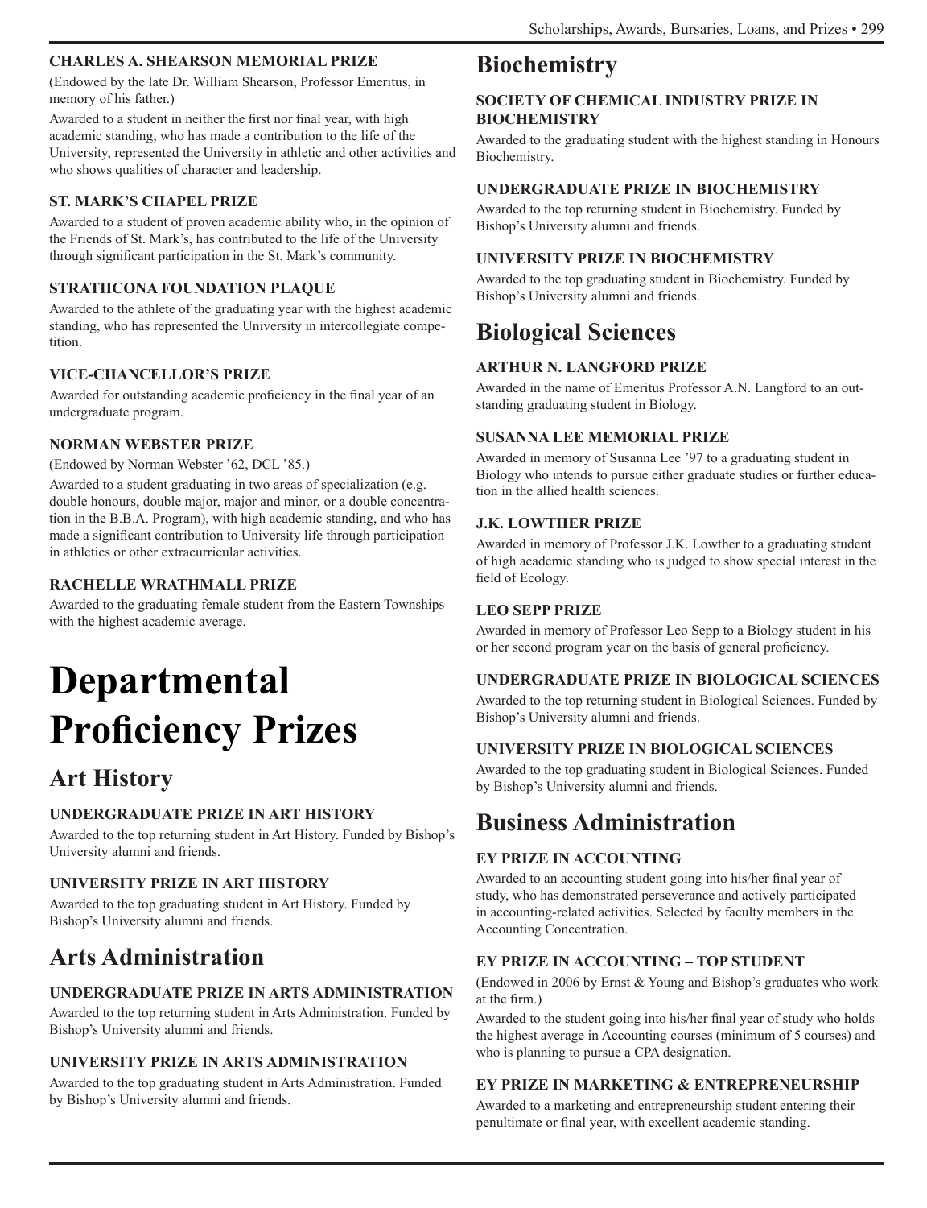### CHARLES A. SHEARSON MEMORIAL PRIZE

(Endowed by the late Dr. William Shearson, Professor Emeritus, in memory of his father.)

Awarded to a student in neither the first nor final year, with high academic standing, who has made a contribution to the life of the University, represented the University in athletic and other activities and who shows qualities of character and leadership.

### ST. MARK'S CHAPEL PRIZE

Awarded to a student of proven academic ability who, in the opinion of the Friends of St. Mark's, has contributed to the life of the University through significant participation in the St. Mark's community.

### STRATHCONA FOUNDATION PLAQUE

Awarded to the athlete of the graduating year with the highest academic standing, who has represented the University in intercollegiate competition.

### VICE-CHANCELLOR'S PRIZE

Awarded for outstanding academic proficiency in the final year of an undergraduate program.

### NORMAN WEBSTER PRIZE

(Endowed by Norman Webster '62, DCL '85.)

Awarded to a student graduating in two areas of specialization (e.g. double honours, double major, major and minor, or a double concentration in the B.B.A. Program), with high academic standing, and who has made a significant contribution to University life through participation in athletics or other extracurricular activities.

### RACHELLE WRATHMALL PRIZE

Awarded to the graduating female student from the Eastern Townships with the highest academic average.

# Departmental Proficiency Prizes

## Art History

### UNDERGRADUATE PRIZE IN ART HISTORY

Awarded to the top returning student in Art History. Funded by Bishop's University alumni and friends.

### UNIVERSITY PRIZE IN ART HISTORY

Awarded to the top graduating student in Art History. Funded by Bishop's University alumni and friends.

## Arts Administration

### UNDERGRADUATE PRIZE IN ARTS ADMINISTRATION

Awarded to the top returning student in Arts Administration. Funded by Bishop's University alumni and friends.

### UNIVERSITY PRIZE IN ARTS ADMINISTRATION

Awarded to the top graduating student in Arts Administration. Funded by Bishop's University alumni and friends.

## Biochemistry

### SOCIETY OF CHEMICAL INDUSTRY PRIZE IN BIOCHEMISTRY

Awarded to the graduating student with the highest standing in Honours Biochemistry.

### UNDERGRADUATE PRIZE IN BIOCHEMISTRY

Awarded to the top returning student in Biochemistry. Funded by Bishop's University alumni and friends.

### UNIVERSITY PRIZE IN BIOCHEMISTRY

Awarded to the top graduating student in Biochemistry. Funded by Bishop's University alumni and friends.

## Biological Sciences

### ARTHUR N. LANGFORD PRIZE

Awarded in the name of Emeritus Professor A.N. Langford to an outstanding graduating student in Biology.

### SUSANNA LEE MEMORIAL PRIZE

Awarded in memory of Susanna Lee '97 to a graduating student in Biology who intends to pursue either graduate studies or further education in the allied health sciences.

### J.K. LOWTHER PRIZE

Awarded in memory of Professor J.K. Lowther to a graduating student of high academic standing who is judged to show special interest in the field of Ecology.

### LEO SEPP PRIZE

Awarded in memory of Professor Leo Sepp to a Biology student in his or her second program year on the basis of general proficiency.

### UNDERGRADUATE PRIZE IN BIOLOGICAL SCIENCES

Awarded to the top returning student in Biological Sciences. Funded by Bishop's University alumni and friends.

### UNIVERSITY PRIZE IN BIOLOGICAL SCIENCES

Awarded to the top graduating student in Biological Sciences. Funded by Bishop's University alumni and friends.

## Business Administration

### EY PRIZE IN ACCOUNTING

Awarded to an accounting student going into his/her final year of study, who has demonstrated perseverance and actively participated in accounting-related activities. Selected by faculty members in the Accounting Concentration.

### EY PRIZE IN ACCOUNTING – TOP STUDENT

(Endowed in 2006 by Ernst & Young and Bishop's graduates who work at the firm.)

Awarded to the student going into his/her final year of study who holds the highest average in Accounting courses (minimum of 5 courses) and who is planning to pursue a CPA designation.

### EY PRIZE IN MARKETING & ENTREPRENEURSHIP

Awarded to a marketing and entrepreneurship student entering their penultimate or final year, with excellent academic standing.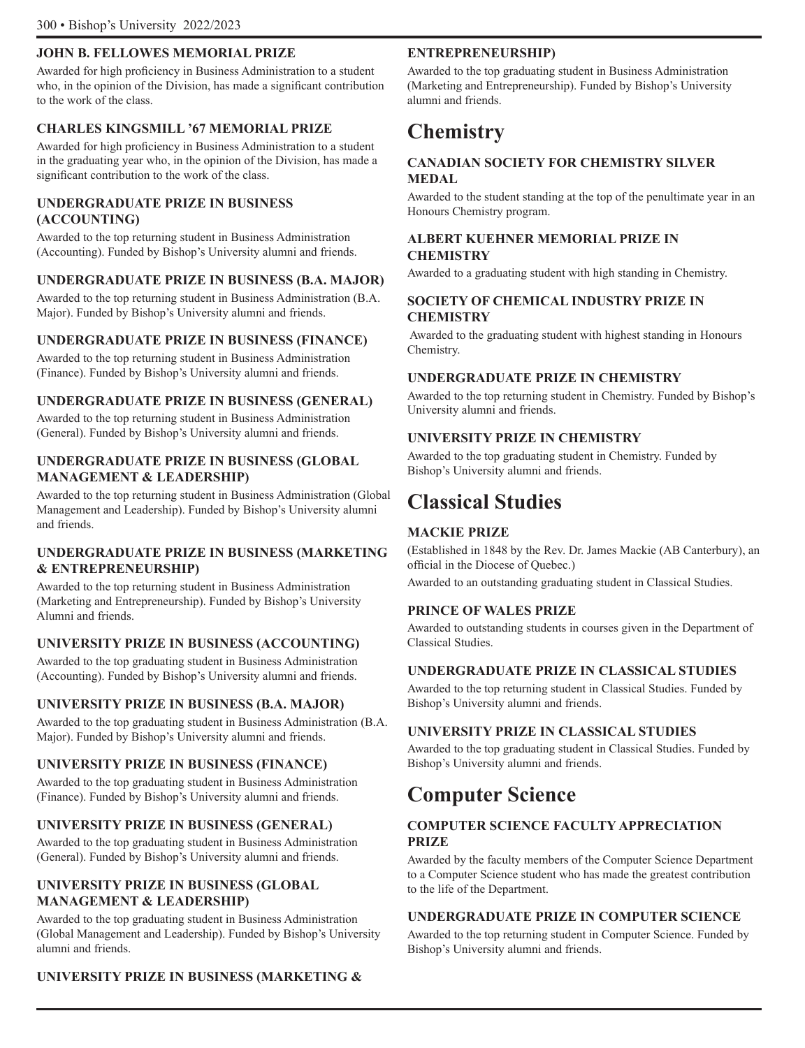### JOHN B. FELLOWES MEMORIAL PRIZE

Awarded for high proficiency in Business Administration to a student who, in the opinion of the Division, has made a significant contribution to the work of the class.

### CHARLES KINGSMILL '67 MEMORIAL PRIZE

Awarded for high proficiency in Business Administration to a student in the graduating year who, in the opinion of the Division, has made a significant contribution to the work of the class.

### UNDERGRADUATE PRIZE IN BUSINESS (ACCOUNTING)

Awarded to the top returning student in Business Administration (Accounting). Funded by Bishop's University alumni and friends.

### UNDERGRADUATE PRIZE IN BUSINESS (B.A. MAJOR)

Awarded to the top returning student in Business Administration (B.A. Major). Funded by Bishop's University alumni and friends.

### UNDERGRADUATE PRIZE IN BUSINESS (FINANCE)

Awarded to the top returning student in Business Administration (Finance). Funded by Bishop's University alumni and friends.

### UNDERGRADUATE PRIZE IN BUSINESS (GENERAL)

Awarded to the top returning student in Business Administration (General). Funded by Bishop's University alumni and friends.

### UNDERGRADUATE PRIZE IN BUSINESS (GLOBAL MANAGEMENT & LEADERSHIP)

Awarded to the top returning student in Business Administration (Global Management and Leadership). Funded by Bishop's University alumni and friends.

### UNDERGRADUATE PRIZE IN BUSINESS (MARKETING & ENTREPRENEURSHIP)

Awarded to the top returning student in Business Administration (Marketing and Entrepreneurship). Funded by Bishop's University Alumni and friends.

### UNIVERSITY PRIZE IN BUSINESS (ACCOUNTING)

Awarded to the top graduating student in Business Administration (Accounting). Funded by Bishop's University alumni and friends.

### UNIVERSITY PRIZE IN BUSINESS (B.A. MAJOR)

Awarded to the top graduating student in Business Administration (B.A. Major). Funded by Bishop's University alumni and friends.

### UNIVERSITY PRIZE IN BUSINESS (FINANCE)

Awarded to the top graduating student in Business Administration (Finance). Funded by Bishop's University alumni and friends.

### UNIVERSITY PRIZE IN BUSINESS (GENERAL)

Awarded to the top graduating student in Business Administration (General). Funded by Bishop's University alumni and friends.

### UNIVERSITY PRIZE IN BUSINESS (GLOBAL MANAGEMENT & LEADERSHIP)

Awarded to the top graduating student in Business Administration (Global Management and Leadership). Funded by Bishop's University alumni and friends.

### UNIVERSITY PRIZE IN BUSINESS (MARKETING & ENTREPRENEURSHIP)

Awarded to the top graduating student in Business Administration (Marketing and Entrepreneurship). Funded by Bishop's University alumni and friends.

## Chemistry

### CANADIAN SOCIETY FOR CHEMISTRY SILVER MEDAL

Awarded to the student standing at the top of the penultimate year in an Honours Chemistry program.

### ALBERT KUEHNER MEMORIAL PRIZE IN CHEMISTRY

Awarded to a graduating student with high standing in Chemistry.

### SOCIETY OF CHEMICAL INDUSTRY PRIZE IN CHEMISTRY

Awarded to the graduating student with highest standing in Honours Chemistry.

### UNDERGRADUATE PRIZE IN CHEMISTRY

Awarded to the top returning student in Chemistry. Funded by Bishop's University alumni and friends.

### UNIVERSITY PRIZE IN CHEMISTRY

Awarded to the top graduating student in Chemistry. Funded by Bishop's University alumni and friends.

## Classical Studies

### MACKIE PRIZE

(Established in 1848 by the Rev. Dr. James Mackie (AB Canterbury), an official in the Diocese of Quebec.)

Awarded to an outstanding graduating student in Classical Studies.

### PRINCE OF WALES PRIZE

Awarded to outstanding students in courses given in the Department of Classical Studies.

### UNDERGRADUATE PRIZE IN CLASSICAL STUDIES

Awarded to the top returning student in Classical Studies. Funded by Bishop's University alumni and friends.

### UNIVERSITY PRIZE IN CLASSICAL STUDIES

Awarded to the top graduating student in Classical Studies. Funded by Bishop's University alumni and friends.

## Computer Science

### COMPUTER SCIENCE FACULTY APPRECIATION PRIZE

Awarded by the faculty members of the Computer Science Department to a Computer Science student who has made the greatest contribution to the life of the Department.

### UNDERGRADUATE PRIZE IN COMPUTER SCIENCE

Awarded to the top returning student in Computer Science. Funded by Bishop's University alumni and friends.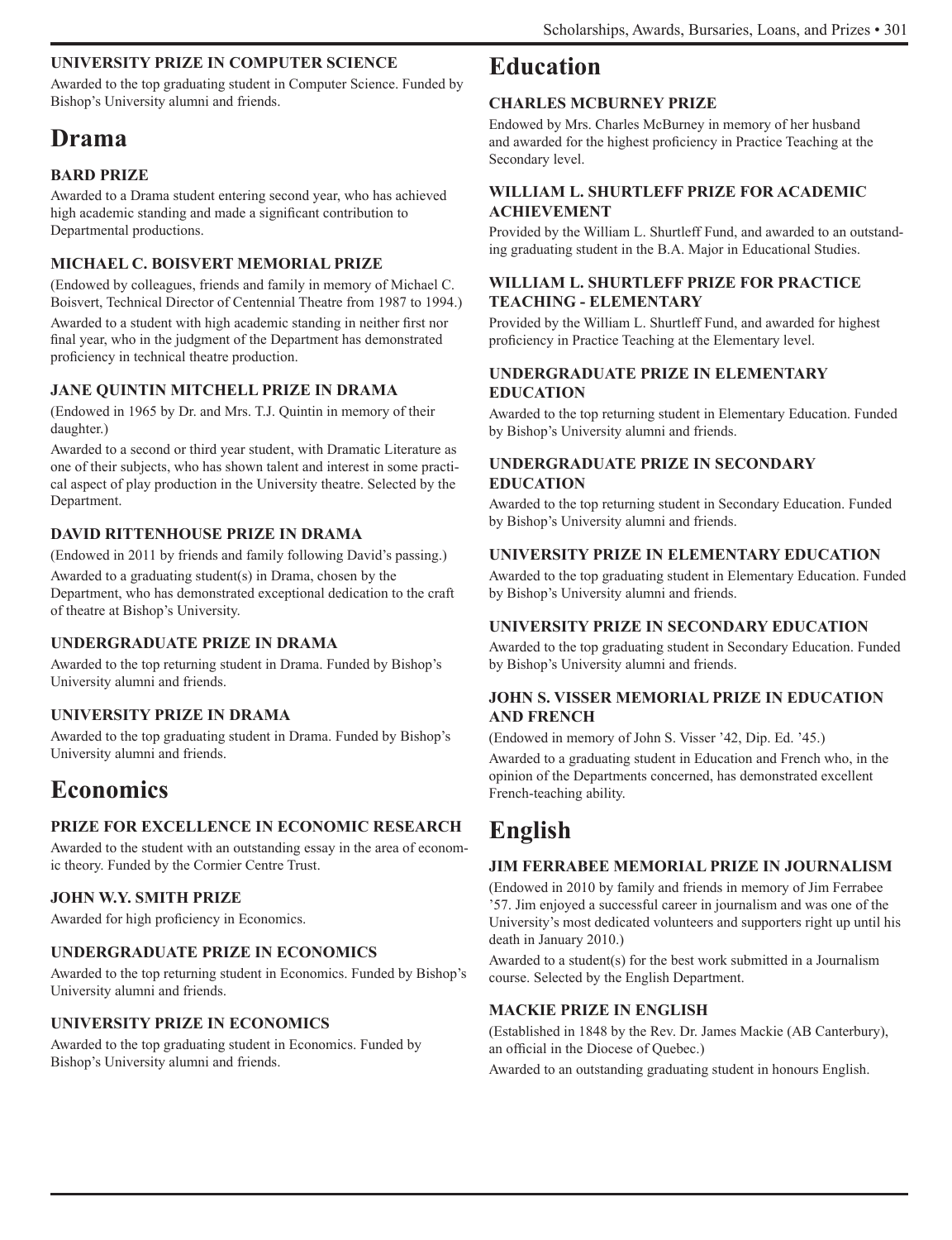### UNIVERSITY PRIZE IN COMPUTER SCIENCE

Awarded to the top graduating student in Computer Science. Funded by Bishop's University alumni and friends.

## Drama

### BARD PRIZE

Awarded to a Drama student entering second year, who has achieved high academic standing and made a significant contribution to Departmental productions.

### MICHAEL C. BOISVERT MEMORIAL PRIZE

(Endowed by colleagues, friends and family in memory of Michael C. Boisvert, Technical Director of Centennial Theatre from 1987 to 1994.)

Awarded to a student with high academic standing in neither first nor final year, who in the judgment of the Department has demonstrated proficiency in technical theatre production.

### JANE QUINTIN MITCHELL PRIZE IN DRAMA

(Endowed in 1965 by Dr. and Mrs. T.J. Quintin in memory of their daughter.)

Awarded to a second or third year student, with Dramatic Literature as one of their subjects, who has shown talent and interest in some practical aspect of play production in the University theatre. Selected by the Department.

### DAVID RITTENHOUSE PRIZE IN DRAMA

(Endowed in 2011 by friends and family following David's passing.)

Awarded to a graduating student(s) in Drama, chosen by the Department, who has demonstrated exceptional dedication to the craft of theatre at Bishop's University.

### UNDERGRADUATE PRIZE IN DRAMA

Awarded to the top returning student in Drama. Funded by Bishop's University alumni and friends.

### UNIVERSITY PRIZE IN DRAMA

Awarded to the top graduating student in Drama. Funded by Bishop's University alumni and friends.

## Economics

### PRIZE FOR EXCELLENCE IN ECONOMIC RESEARCH

Awarded to the student with an outstanding essay in the area of economic theory. Funded by the Cormier Centre Trust.

### JOHN W.Y. SMITH PRIZE

Awarded for high proficiency in Economics.

### UNDERGRADUATE PRIZE IN ECONOMICS

Awarded to the top returning student in Economics. Funded by Bishop's University alumni and friends.

### UNIVERSITY PRIZE IN ECONOMICS

Awarded to the top graduating student in Economics. Funded by Bishop's University alumni and friends.

## Education

### CHARLES MCBURNEY PRIZE

Endowed by Mrs. Charles McBurney in memory of her husband and awarded for the highest proficiency in Practice Teaching at the Secondary level.

### WILLIAM L. SHURTLEFF PRIZE FOR ACADEMIC ACHIEVEMENT

Provided by the William L. Shurtleff Fund, and awarded to an outstanding graduating student in the B.A. Major in Educational Studies.

### WILLIAM L. SHURTLEFF PRIZE FOR PRACTICE TEACHING - ELEMENTARY

Provided by the William L. Shurtleff Fund, and awarded for highest proficiency in Practice Teaching at the Elementary level.

### UNDERGRADUATE PRIZE IN ELEMENTARY EDUCATION

Awarded to the top returning student in Elementary Education. Funded by Bishop's University alumni and friends.

### UNDERGRADUATE PRIZE IN SECONDARY EDUCATION

Awarded to the top returning student in Secondary Education. Funded by Bishop's University alumni and friends.

### UNIVERSITY PRIZE IN ELEMENTARY EDUCATION

Awarded to the top graduating student in Elementary Education. Funded by Bishop's University alumni and friends.

### UNIVERSITY PRIZE IN SECONDARY EDUCATION

Awarded to the top graduating student in Secondary Education. Funded by Bishop's University alumni and friends.

### JOHN S. VISSER MEMORIAL PRIZE IN EDUCATION AND FRENCH

(Endowed in memory of John S. Visser '42, Dip. Ed. '45.)

Awarded to a graduating student in Education and French who, in the opinion of the Departments concerned, has demonstrated excellent French-teaching ability.

## English

### JIM FERRABEE MEMORIAL PRIZE IN JOURNALISM

(Endowed in 2010 by family and friends in memory of Jim Ferrabee '57. Jim enjoyed a successful career in journalism and was one of the University's most dedicated volunteers and supporters right up until his death in January 2010.)

Awarded to a student(s) for the best work submitted in a Journalism course. Selected by the English Department.

### MACKIE PRIZE IN ENGLISH

(Established in 1848 by the Rev. Dr. James Mackie (AB Canterbury), an official in the Diocese of Quebec.)

Awarded to an outstanding graduating student in honours English.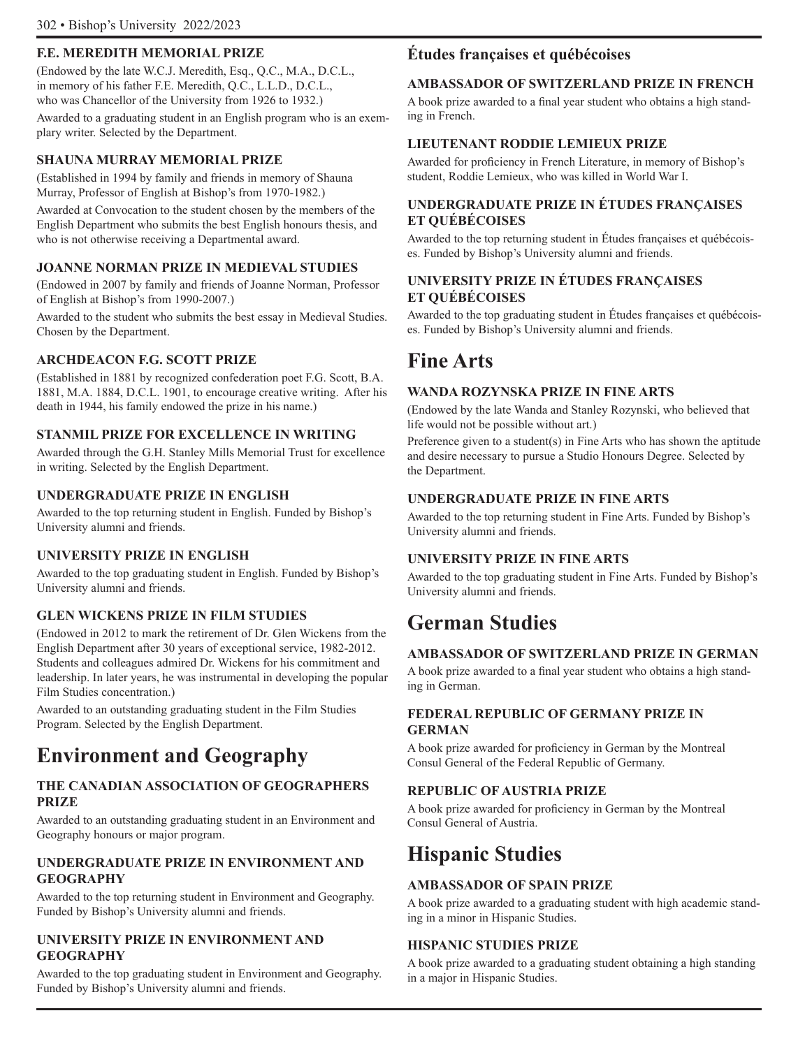### F.E. MEREDITH MEMORIAL PRIZE

(Endowed by the late W.C.J. Meredith, Esq., Q.C., M.A., D.C.L., in memory of his father F.E. Meredith, Q.C., L.L.D., D.C.L., who was Chancellor of the University from 1926 to 1932.)

Awarded to a graduating student in an English program who is an exemplary writer. Selected by the Department.

### SHAUNA MURRAY MEMORIAL PRIZE

(Established in 1994 by family and friends in memory of Shauna Murray, Professor of English at Bishop's from 1970-1982.)

Awarded at Convocation to the student chosen by the members of the English Department who submits the best English honours thesis, and who is not otherwise receiving a Departmental award.

### JOANNE NORMAN PRIZE IN MEDIEVAL STUDIES

(Endowed in 2007 by family and friends of Joanne Norman, Professor of English at Bishop's from 1990-2007.)

Awarded to the student who submits the best essay in Medieval Studies. Chosen by the Department.

### ARCHDEACON F.G. SCOTT PRIZE

(Established in 1881 by recognized confederation poet F.G. Scott, B.A. 1881, M.A. 1884, D.C.L. 1901, to encourage creative writing. After his death in 1944, his family endowed the prize in his name.)

### STANMIL PRIZE FOR EXCELLENCE IN WRITING

Awarded through the G.H. Stanley Mills Memorial Trust for excellence in writing. Selected by the English Department.

### UNDERGRADUATE PRIZE IN ENGLISH

Awarded to the top returning student in English. Funded by Bishop's University alumni and friends.

### UNIVERSITY PRIZE IN ENGLISH

Awarded to the top graduating student in English. Funded by Bishop's University alumni and friends.

### GLEN WICKENS PRIZE IN FILM STUDIES

(Endowed in 2012 to mark the retirement of Dr. Glen Wickens from the English Department after 30 years of exceptional service, 1982-2012. Students and colleagues admired Dr. Wickens for his commitment and leadership. In later years, he was instrumental in developing the popular Film Studies concentration.)

Awarded to an outstanding graduating student in the Film Studies Program. Selected by the English Department.

## Environment and Geography

### THE CANADIAN ASSOCIATION OF GEOGRAPHERS PRIZE

Awarded to an outstanding graduating student in an Environment and Geography honours or major program.

### UNDERGRADUATE PRIZE IN ENVIRONMENT AND GEOGRAPHY

Awarded to the top returning student in Environment and Geography. Funded by Bishop's University alumni and friends.

### UNIVERSITY PRIZE IN ENVIRONMENT AND GEOGRAPHY

Awarded to the top graduating student in Environment and Geography. Funded by Bishop's University alumni and friends.

## Études françaises et québécoises

### AMBASSADOR OF SWITZERLAND PRIZE IN FRENCH

A book prize awarded to a final year student who obtains a high standing in French.

### LIEUTENANT RODDIE LEMIEUX PRIZE

Awarded for proficiency in French Literature, in memory of Bishop's student, Roddie Lemieux, who was killed in World War I.

### UNDERGRADUATE PRIZE IN ÉTUDES FRANÇAISES ET QUÉBÉCOISES

Awarded to the top returning student in Études françaises et québécoises. Funded by Bishop's University alumni and friends.

### UNIVERSITY PRIZE IN ÉTUDES FRANÇAISES ET QUÉBÉCOISES

Awarded to the top graduating student in Études françaises et québécoises. Funded by Bishop's University alumni and friends.

## Fine Arts

### WANDA ROZYNSKA PRIZE IN FINE ARTS

(Endowed by the late Wanda and Stanley Rozynski, who believed that life would not be possible without art.)

Preference given to a student(s) in Fine Arts who has shown the aptitude and desire necessary to pursue a Studio Honours Degree. Selected by the Department.

### UNDERGRADUATE PRIZE IN FINE ARTS

Awarded to the top returning student in Fine Arts. Funded by Bishop's University alumni and friends.

### UNIVERSITY PRIZE IN FINE ARTS

Awarded to the top graduating student in Fine Arts. Funded by Bishop's University alumni and friends.

## German Studies

### AMBASSADOR OF SWITZERLAND PRIZE IN GERMAN

A book prize awarded to a final year student who obtains a high standing in German.

### FEDERAL REPUBLIC OF GERMANY PRIZE IN GERMAN

A book prize awarded for proficiency in German by the Montreal Consul General of the Federal Republic of Germany.

### REPUBLIC OF AUSTRIA PRIZE

A book prize awarded for proficiency in German by the Montreal Consul General of Austria.

## Hispanic Studies

### AMBASSADOR OF SPAIN PRIZE

A book prize awarded to a graduating student with high academic standing in a minor in Hispanic Studies.

### HISPANIC STUDIES PRIZE

A book prize awarded to a graduating student obtaining a high standing in a major in Hispanic Studies.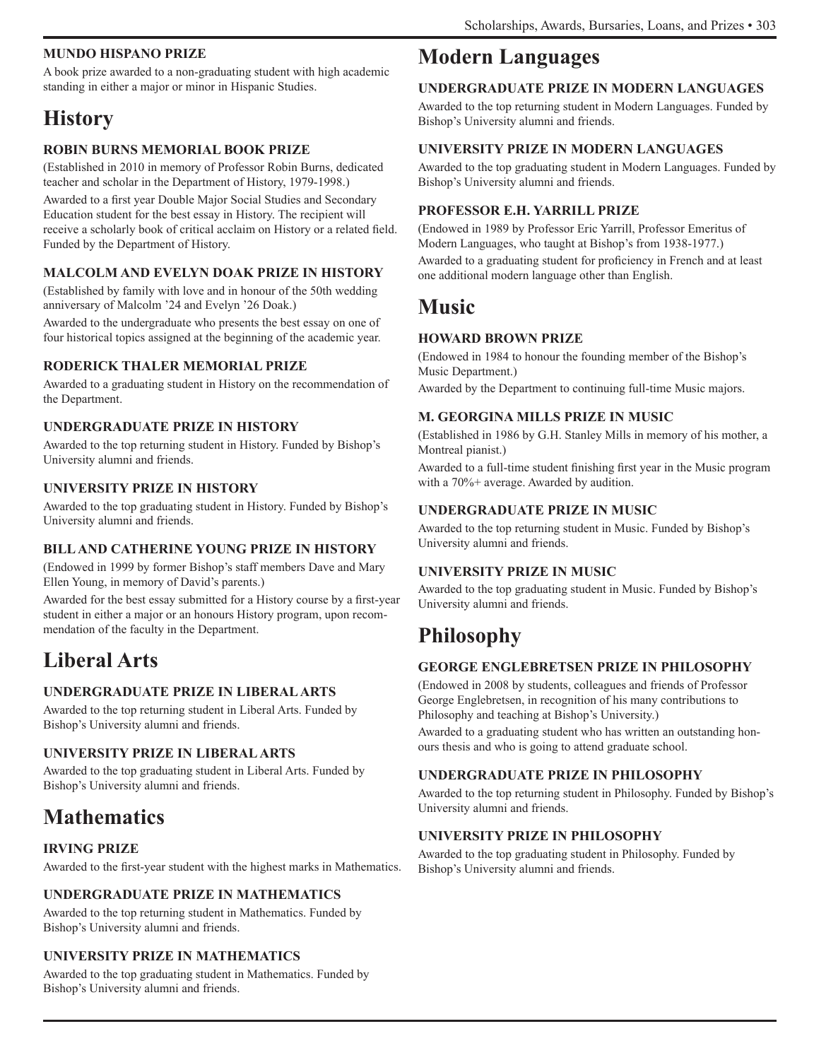### MUNDO HISPANO PRIZE

A book prize awarded to a non-graduating student with high academic standing in either a major or minor in Hispanic Studies.

## History

### ROBIN BURNS MEMORIAL BOOK PRIZE

(Established in 2010 in memory of Professor Robin Burns, dedicated teacher and scholar in the Department of History, 1979-1998.)

Awarded to a first year Double Major Social Studies and Secondary Education student for the best essay in History. The recipient will receive a scholarly book of critical acclaim on History or a related field. Funded by the Department of History.

### MALCOLM AND EVELYN DOAK PRIZE IN HISTORY

(Established by family with love and in honour of the 50th wedding anniversary of Malcolm '24 and Evelyn '26 Doak.)

Awarded to the undergraduate who presents the best essay on one of four historical topics assigned at the beginning of the academic year.

### RODERICK THALER MEMORIAL PRIZE

Awarded to a graduating student in History on the recommendation of the Department.

### UNDERGRADUATE PRIZE IN HISTORY

Awarded to the top returning student in History. Funded by Bishop's University alumni and friends.

### UNIVERSITY PRIZE IN HISTORY

Awarded to the top graduating student in History. Funded by Bishop's University alumni and friends.

### BILL AND CATHERINE YOUNG PRIZE IN HISTORY

(Endowed in 1999 by former Bishop's staff members Dave and Mary Ellen Young, in memory of David's parents.)

Awarded for the best essay submitted for a History course by a first-year student in either a major or an honours History program, upon recommendation of the faculty in the Department.

## Liberal Arts

### UNDERGRADUATE PRIZE IN LIBERAL ARTS

Awarded to the top returning student in Liberal Arts. Funded by Bishop's University alumni and friends.

### UNIVERSITY PRIZE IN LIBERAL ARTS

Awarded to the top graduating student in Liberal Arts. Funded by Bishop's University alumni and friends.

## Mathematics

### IRVING PRIZE

Awarded to the first-year student with the highest marks in Mathematics.

### UNDERGRADUATE PRIZE IN MATHEMATICS

Awarded to the top returning student in Mathematics. Funded by Bishop's University alumni and friends.

### UNIVERSITY PRIZE IN MATHEMATICS

Awarded to the top graduating student in Mathematics. Funded by Bishop's University alumni and friends.

## Modern Languages

### UNDERGRADUATE PRIZE IN MODERN LANGUAGES

Awarded to the top returning student in Modern Languages. Funded by Bishop's University alumni and friends.

### UNIVERSITY PRIZE IN MODERN LANGUAGES

Awarded to the top graduating student in Modern Languages. Funded by Bishop's University alumni and friends.

### PROFESSOR E.H. YARRILL PRIZE

(Endowed in 1989 by Professor Eric Yarrill, Professor Emeritus of Modern Languages, who taught at Bishop's from 1938-1977.)

Awarded to a graduating student for proficiency in French and at least one additional modern language other than English.

## Music

### HOWARD BROWN PRIZE

(Endowed in 1984 to honour the founding member of the Bishop's Music Department.)

Awarded by the Department to continuing full-time Music majors.

### M. GEORGINA MILLS PRIZE IN MUSIC

(Established in 1986 by G.H. Stanley Mills in memory of his mother, a Montreal pianist.)

Awarded to a full-time student finishing first year in the Music program with a 70%+ average. Awarded by audition.

### UNDERGRADUATE PRIZE IN MUSIC

Awarded to the top returning student in Music. Funded by Bishop's University alumni and friends.

### UNIVERSITY PRIZE IN MUSIC

Awarded to the top graduating student in Music. Funded by Bishop's University alumni and friends.

## Philosophy

### GEORGE ENGLEBRETSEN PRIZE IN PHILOSOPHY

(Endowed in 2008 by students, colleagues and friends of Professor George Englebretsen, in recognition of his many contributions to Philosophy and teaching at Bishop's University.)

Awarded to a graduating student who has written an outstanding honours thesis and who is going to attend graduate school.

### UNDERGRADUATE PRIZE IN PHILOSOPHY

Awarded to the top returning student in Philosophy. Funded by Bishop's University alumni and friends.

### UNIVERSITY PRIZE IN PHILOSOPHY

Awarded to the top graduating student in Philosophy. Funded by Bishop's University alumni and friends.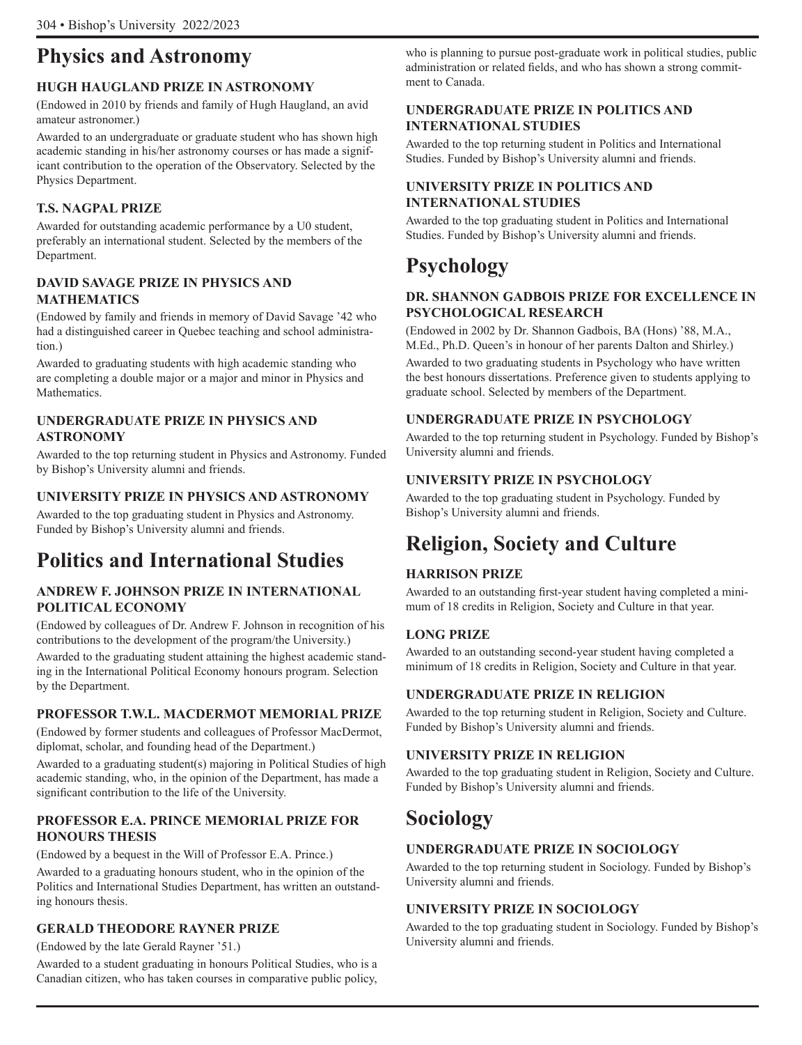# Physics and Astronomy

### HUGH HAUGLAND PRIZE IN ASTRONOMY

(Endowed in 2010 by friends and family of Hugh Haugland, an avid amateur astronomer.)

Awarded to an undergraduate or graduate student who has shown high academic standing in his/her astronomy courses or has made a significant contribution to the operation of the Observatory. Selected by the Physics Department.

### T.S. NAGPAL PRIZE

Awarded for outstanding academic performance by a U0 student, preferably an international student. Selected by the members of the Department.

### DAVID SAVAGE PRIZE IN PHYSICS AND MATHEMATICS

(Endowed by family and friends in memory of David Savage '42 who had a distinguished career in Quebec teaching and school administration.)

Awarded to graduating students with high academic standing who are completing a double major or a major and minor in Physics and Mathematics.

### UNDERGRADUATE PRIZE IN PHYSICS AND ASTRONOMY

Awarded to the top returning student in Physics and Astronomy. Funded by Bishop's University alumni and friends.

### UNIVERSITY PRIZE IN PHYSICS AND ASTRONOMY

Awarded to the top graduating student in Physics and Astronomy. Funded by Bishop's University alumni and friends.

# Politics and International Studies

### ANDREW F. JOHNSON PRIZE IN INTERNATIONAL POLITICAL ECONOMY

(Endowed by colleagues of Dr. Andrew F. Johnson in recognition of his contributions to the development of the program/the University.)

Awarded to the graduating student attaining the highest academic standing in the International Political Economy honours program. Selection by the Department.

### PROFESSOR T.W.L. MACDERMOT MEMORIAL PRIZE

(Endowed by former students and colleagues of Professor MacDermot, diplomat, scholar, and founding head of the Department.)

Awarded to a graduating student(s) majoring in Political Studies of high academic standing, who, in the opinion of the Department, has made a significant contribution to the life of the University.

### PROFESSOR E.A. PRINCE MEMORIAL PRIZE FOR HONOURS THESIS

(Endowed by a bequest in the Will of Professor E.A. Prince.)

Awarded to a graduating honours student, who in the opinion of the Politics and International Studies Department, has written an outstanding honours thesis.

### GERALD THEODORE RAYNER PRIZE

(Endowed by the late Gerald Rayner '51.)

Awarded to a student graduating in honours Political Studies, who is a Canadian citizen, who has taken courses in comparative public policy, who is planning to pursue post-graduate work in political studies, public administration or related fields, and who has shown a strong commitment to Canada.

### UNDERGRADUATE PRIZE IN POLITICS AND INTERNATIONAL STUDIES

Awarded to the top returning student in Politics and International Studies. Funded by Bishop's University alumni and friends.

### UNIVERSITY PRIZE IN POLITICS AND INTERNATIONAL STUDIES

Awarded to the top graduating student in Politics and International Studies. Funded by Bishop's University alumni and friends.

# Psychology

### DR. SHANNON GADBOIS PRIZE FOR EXCELLENCE IN PSYCHOLOGICAL RESEARCH

(Endowed in 2002 by Dr. Shannon Gadbois, BA (Hons) '88, M.A., M.Ed., Ph.D. Queen's in honour of her parents Dalton and Shirley.)

Awarded to two graduating students in Psychology who have written the best honours dissertations. Preference given to students applying to graduate school. Selected by members of the Department.

### UNDERGRADUATE PRIZE IN PSYCHOLOGY

Awarded to the top returning student in Psychology. Funded by Bishop's University alumni and friends.

### UNIVERSITY PRIZE IN PSYCHOLOGY

Awarded to the top graduating student in Psychology. Funded by Bishop's University alumni and friends.

# Religion, Society and Culture

### HARRISON PRIZE

Awarded to an outstanding first-year student having completed a minimum of 18 credits in Religion, Society and Culture in that year.

### LONG PRIZE

Awarded to an outstanding second-year student having completed a minimum of 18 credits in Religion, Society and Culture in that year.

### UNDERGRADUATE PRIZE IN RELIGION

Awarded to the top returning student in Religion, Society and Culture. Funded by Bishop's University alumni and friends.

### UNIVERSITY PRIZE IN RELIGION

Awarded to the top graduating student in Religion, Society and Culture. Funded by Bishop's University alumni and friends.

# Sociology

### UNDERGRADUATE PRIZE IN SOCIOLOGY

Awarded to the top returning student in Sociology. Funded by Bishop's University alumni and friends.

### UNIVERSITY PRIZE IN SOCIOLOGY

Awarded to the top graduating student in Sociology. Funded by Bishop's University alumni and friends.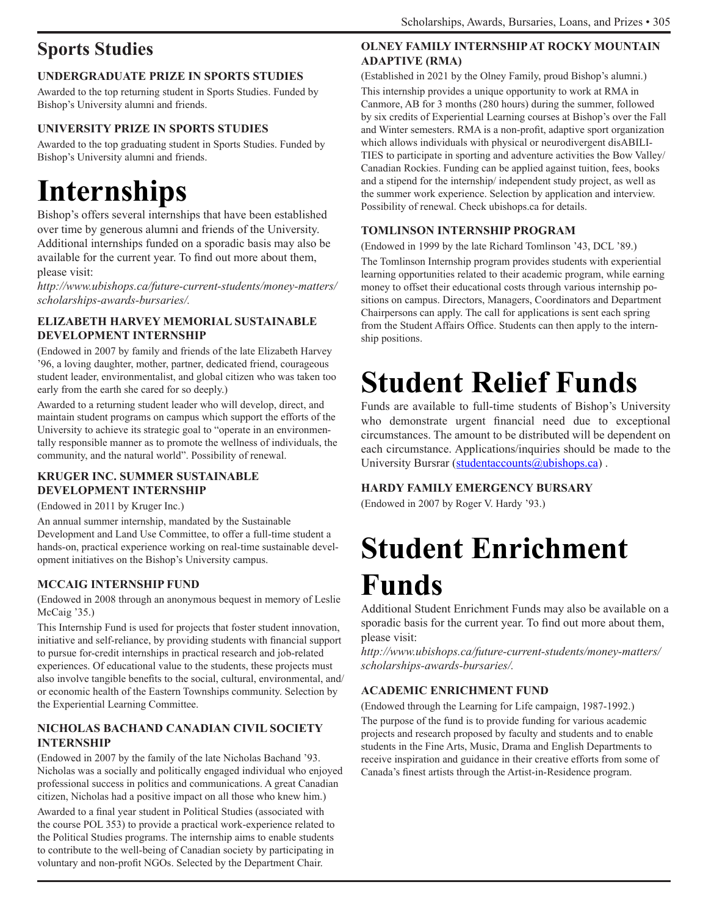## Sports Studies

### UNDERGRADUATE PRIZE IN SPORTS STUDIES

Awarded to the top returning student in Sports Studies. Funded by Bishop's University alumni and friends.

### UNIVERSITY PRIZE IN SPORTS STUDIES

Awarded to the top graduating student in Sports Studies. Funded by Bishop's University alumni and friends.

# Internships

Bishop's offers several internships that have been established over time by generous alumni and friends of the University. Additional internships funded on a sporadic basis may also be available for the current year. To find out more about them, please visit:

*http://www.ubishops.ca/future-current-students/money-matters/scholarships-awards-bursaries/.*

### ELIZABETH HARVEY MEMORIAL SUSTAINABLE DEVELOPMENT INTERNSHIP

(Endowed in 2007 by family and friends of the late Elizabeth Harvey '96, a loving daughter, mother, partner, dedicated friend, courageous student leader, environmentalist, and global citizen who was taken too early from the earth she cared for so deeply.)

Awarded to a returning student leader who will develop, direct, and maintain student programs on campus which support the efforts of the University to achieve its strategic goal to "operate in an environmentally responsible manner as to promote the wellness of individuals, the community, and the natural world". Possibility of renewal.

### KRUGER INC. SUMMER SUSTAINABLE DEVELOPMENT INTERNSHIP

(Endowed in 2011 by Kruger Inc.)

An annual summer internship, mandated by the Sustainable Development and Land Use Committee, to offer a full-time student a hands-on, practical experience working on real-time sustainable development initiatives on the Bishop's University campus.

### MCCAIG INTERNSHIP FUND

(Endowed in 2008 through an anonymous bequest in memory of Leslie McCaig '35.)

This Internship Fund is used for projects that foster student innovation, initiative and self-reliance, by providing students with financial support to pursue for-credit internships in practical research and job-related experiences. Of educational value to the students, these projects must also involve tangible benefits to the social, cultural, environmental, and/or economic health of the Eastern Townships community. Selection by the Experiential Learning Committee.

### NICHOLAS BACHAND CANADIAN CIVIL SOCIETY INTERNSHIP

(Endowed in 2007 by the family of the late Nicholas Bachand '93. Nicholas was a socially and politically engaged individual who enjoyed professional success in politics and communications. A great Canadian citizen, Nicholas had a positive impact on all those who knew him.)

Awarded to a final year student in Political Studies (associated with the course POL 353) to provide a practical work-experience related to the Political Studies programs. The internship aims to enable students to contribute to the well-being of Canadian society by participating in voluntary and non-profit NGOs. Selected by the Department Chair.

### OLNEY FAMILY INTERNSHIP AT ROCKY MOUNTAIN ADAPTIVE (RMA)

(Established in 2021 by the Olney Family, proud Bishop's alumni.)

This internship provides a unique opportunity to work at RMA in Canmore, AB for 3 months (280 hours) during the summer, followed by six credits of Experiential Learning courses at Bishop's over the Fall and Winter semesters. RMA is a non-profit, adaptive sport organization which allows individuals with physical or neurodivergent disABILITIES to participate in sporting and adventure activities the Bow Valley/Canadian Rockies. Funding can be applied against tuition, fees, books and a stipend for the internship/ independent study project, as well as the summer work experience. Selection by application and interview. Possibility of renewal. Check ubishops.ca for details.

### TOMLINSON INTERNSHIP PROGRAM

(Endowed in 1999 by the late Richard Tomlinson '43, DCL '89.)

The Tomlinson Internship program provides students with experiential learning opportunities related to their academic program, while earning money to offset their educational costs through various internship positions on campus. Directors, Managers, Coordinators and Department Chairpersons can apply. The call for applications is sent each spring from the Student Affairs Office. Students can then apply to the internship positions.

# Student Relief Funds

Funds are available to full-time students of Bishop's University who demonstrate urgent financial need due to exceptional circumstances. The amount to be distributed will be dependent on each circumstance. Applications/inquiries should be made to the University Bursrar (studentaccounts@ubishops.ca) .

### HARDY FAMILY EMERGENCY BURSARY

(Endowed in 2007 by Roger V. Hardy '93.)

# Student Enrichment Funds

Additional Student Enrichment Funds may also be available on a sporadic basis for the current year. To find out more about them, please visit:

*http://www.ubishops.ca/future-current-students/money-matters/scholarships-awards-bursaries/.*

### ACADEMIC ENRICHMENT FUND

(Endowed through the Learning for Life campaign, 1987-1992.)

The purpose of the fund is to provide funding for various academic projects and research proposed by faculty and students and to enable students in the Fine Arts, Music, Drama and English Departments to receive inspiration and guidance in their creative efforts from some of Canada's finest artists through the Artist-in-Residence program.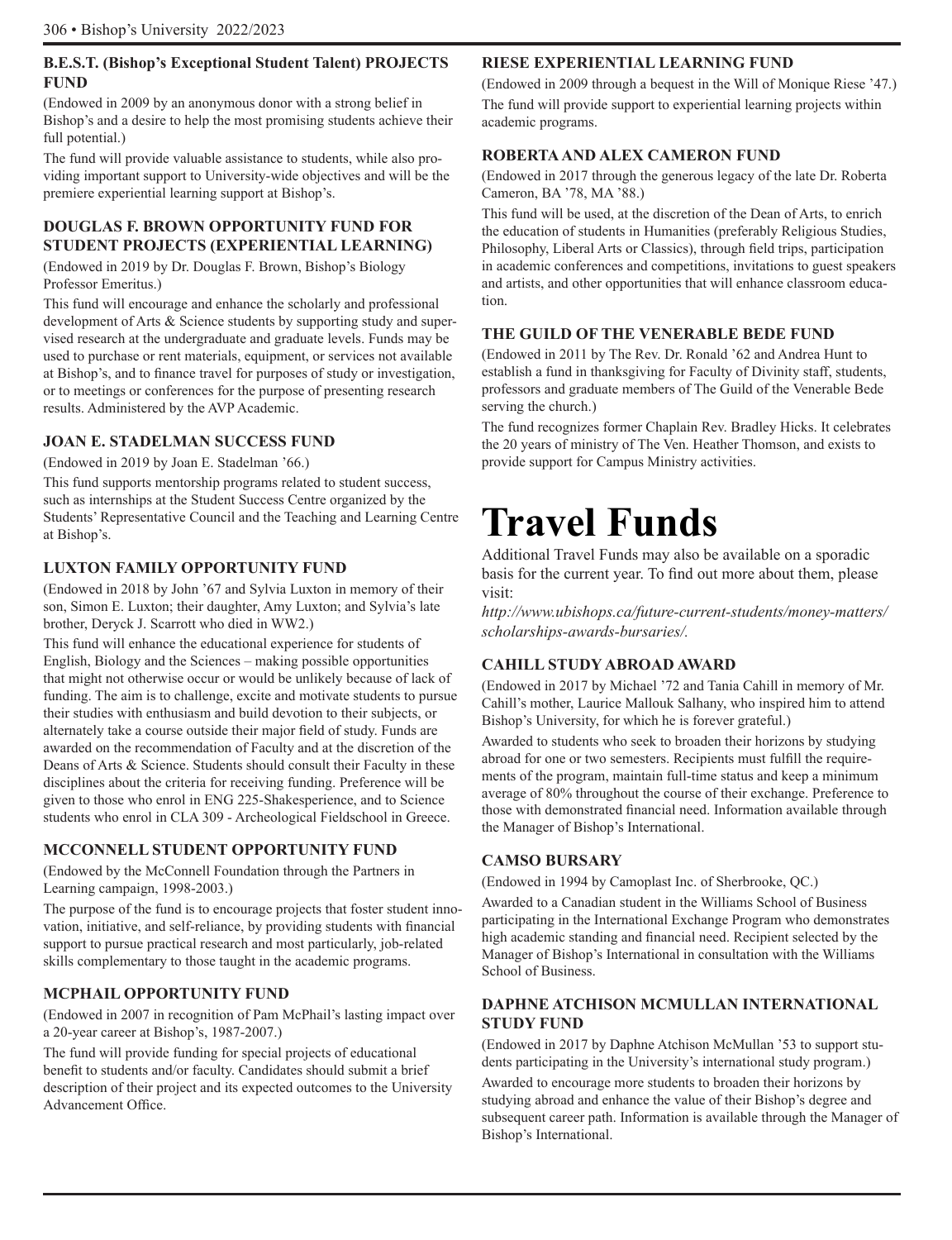### B.E.S.T. (Bishop's Exceptional Student Talent) PROJECTS FUND

(Endowed in 2009 by an anonymous donor with a strong belief in Bishop's and a desire to help the most promising students achieve their full potential.)

The fund will provide valuable assistance to students, while also providing important support to University-wide objectives and will be the premiere experiential learning support at Bishop's.

### DOUGLAS F. BROWN OPPORTUNITY FUND FOR STUDENT PROJECTS (EXPERIENTIAL LEARNING)

(Endowed in 2019 by Dr. Douglas F. Brown, Bishop's Biology Professor Emeritus.)

This fund will encourage and enhance the scholarly and professional development of Arts & Science students by supporting study and supervised research at the undergraduate and graduate levels. Funds may be used to purchase or rent materials, equipment, or services not available at Bishop's, and to finance travel for purposes of study or investigation, or to meetings or conferences for the purpose of presenting research results. Administered by the AVP Academic.

### JOAN E. STADELMAN SUCCESS FUND

(Endowed in 2019 by Joan E. Stadelman '66.)

This fund supports mentorship programs related to student success, such as internships at the Student Success Centre organized by the Students' Representative Council and the Teaching and Learning Centre at Bishop's.

### LUXTON FAMILY OPPORTUNITY FUND

(Endowed in 2018 by John '67 and Sylvia Luxton in memory of their son, Simon E. Luxton; their daughter, Amy Luxton; and Sylvia's late brother, Deryck J. Scarrott who died in WW2.)

This fund will enhance the educational experience for students of English, Biology and the Sciences – making possible opportunities that might not otherwise occur or would be unlikely because of lack of funding. The aim is to challenge, excite and motivate students to pursue their studies with enthusiasm and build devotion to their subjects, or alternately take a course outside their major field of study. Funds are awarded on the recommendation of Faculty and at the discretion of the Deans of Arts & Science. Students should consult their Faculty in these disciplines about the criteria for receiving funding. Preference will be given to those who enrol in ENG 225-Shakesperience, and to Science students who enrol in CLA 309 - Archeological Fieldschool in Greece.

### MCCONNELL STUDENT OPPORTUNITY FUND

(Endowed by the McConnell Foundation through the Partners in Learning campaign, 1998-2003.)

The purpose of the fund is to encourage projects that foster student innovation, initiative, and self-reliance, by providing students with financial support to pursue practical research and most particularly, job-related skills complementary to those taught in the academic programs.

### MCPHAIL OPPORTUNITY FUND

(Endowed in 2007 in recognition of Pam McPhail's lasting impact over a 20-year career at Bishop's, 1987-2007.)

The fund will provide funding for special projects of educational benefit to students and/or faculty. Candidates should submit a brief description of their project and its expected outcomes to the University Advancement Office.

### RIESE EXPERIENTIAL LEARNING FUND

(Endowed in 2009 through a bequest in the Will of Monique Riese '47.)

The fund will provide support to experiential learning projects within academic programs.

### ROBERTA AND ALEX CAMERON FUND

(Endowed in 2017 through the generous legacy of the late Dr. Roberta Cameron, BA '78, MA '88.)

This fund will be used, at the discretion of the Dean of Arts, to enrich the education of students in Humanities (preferably Religious Studies, Philosophy, Liberal Arts or Classics), through field trips, participation in academic conferences and competitions, invitations to guest speakers and artists, and other opportunities that will enhance classroom education.

### THE GUILD OF THE VENERABLE BEDE FUND

(Endowed in 2011 by The Rev. Dr. Ronald '62 and Andrea Hunt to establish a fund in thanksgiving for Faculty of Divinity staff, students, professors and graduate members of The Guild of the Venerable Bede serving the church.)

The fund recognizes former Chaplain Rev. Bradley Hicks. It celebrates the 20 years of ministry of The Ven. Heather Thomson, and exists to provide support for Campus Ministry activities.

# Travel Funds

Additional Travel Funds may also be available on a sporadic basis for the current year. To find out more about them, please visit:

*http://www.ubishops.ca/future-current-students/money-matters/scholarships-awards-bursaries/.*

### CAHILL STUDY ABROAD AWARD

(Endowed in 2017 by Michael '72 and Tania Cahill in memory of Mr. Cahill's mother, Laurice Mallouk Salhany, who inspired him to attend Bishop's University, for which he is forever grateful.)

Awarded to students who seek to broaden their horizons by studying abroad for one or two semesters. Recipients must fulfill the requirements of the program, maintain full-time status and keep a minimum average of 80% throughout the course of their exchange. Preference to those with demonstrated financial need. Information available through the Manager of Bishop's International.

### CAMSO BURSARY

(Endowed in 1994 by Camoplast Inc. of Sherbrooke, QC.)

Awarded to a Canadian student in the Williams School of Business participating in the International Exchange Program who demonstrates high academic standing and financial need. Recipient selected by the Manager of Bishop's International in consultation with the Williams School of Business.

### DAPHNE ATCHISON MCMULLAN INTERNATIONAL STUDY FUND

(Endowed in 2017 by Daphne Atchison McMullan '53 to support students participating in the University's international study program.)

Awarded to encourage more students to broaden their horizons by studying abroad and enhance the value of their Bishop's degree and subsequent career path. Information is available through the Manager of Bishop's International.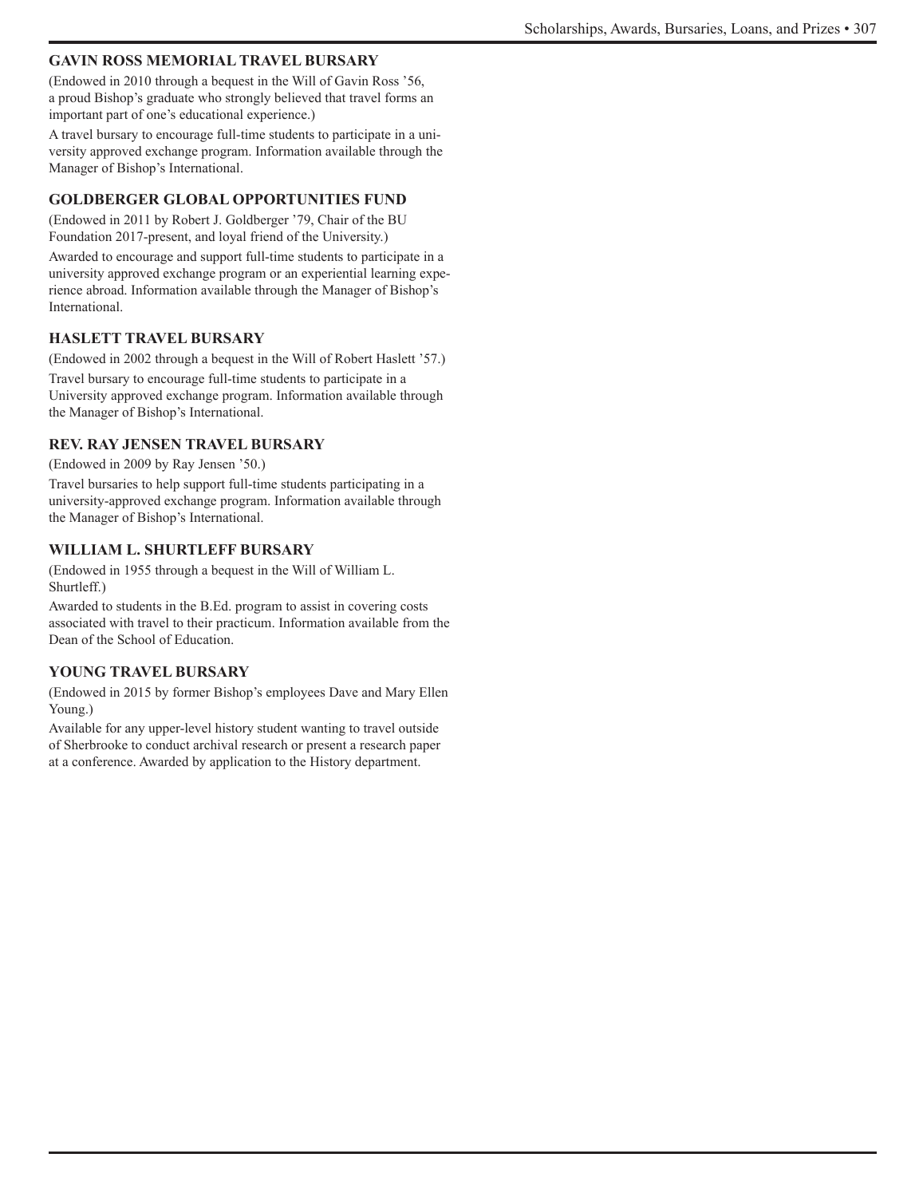### GAVIN ROSS MEMORIAL TRAVEL BURSARY

(Endowed in 2010 through a bequest in the Will of Gavin Ross '56, a proud Bishop's graduate who strongly believed that travel forms an important part of one's educational experience.)

A travel bursary to encourage full-time students to participate in a university approved exchange program. Information available through the Manager of Bishop's International.

### GOLDBERGER GLOBAL OPPORTUNITIES FUND

(Endowed in 2011 by Robert J. Goldberger '79, Chair of the BU Foundation 2017-present, and loyal friend of the University.)

Awarded to encourage and support full-time students to participate in a university approved exchange program or an experiential learning experience abroad. Information available through the Manager of Bishop's International.

### HASLETT TRAVEL BURSARY

(Endowed in 2002 through a bequest in the Will of Robert Haslett '57.)

Travel bursary to encourage full-time students to participate in a University approved exchange program. Information available through the Manager of Bishop's International.

### REV. RAY JENSEN TRAVEL BURSARY

(Endowed in 2009 by Ray Jensen '50.)

Travel bursaries to help support full-time students participating in a university-approved exchange program. Information available through the Manager of Bishop's International.

### WILLIAM L. SHURTLEFF BURSARY

(Endowed in 1955 through a bequest in the Will of William L. Shurtleff.)

Awarded to students in the B.Ed. program to assist in covering costs associated with travel to their practicum. Information available from the Dean of the School of Education.

### YOUNG TRAVEL BURSARY

(Endowed in 2015 by former Bishop's employees Dave and Mary Ellen Young.)

Available for any upper-level history student wanting to travel outside of Sherbrooke to conduct archival research or present a research paper at a conference. Awarded by application to the History department.